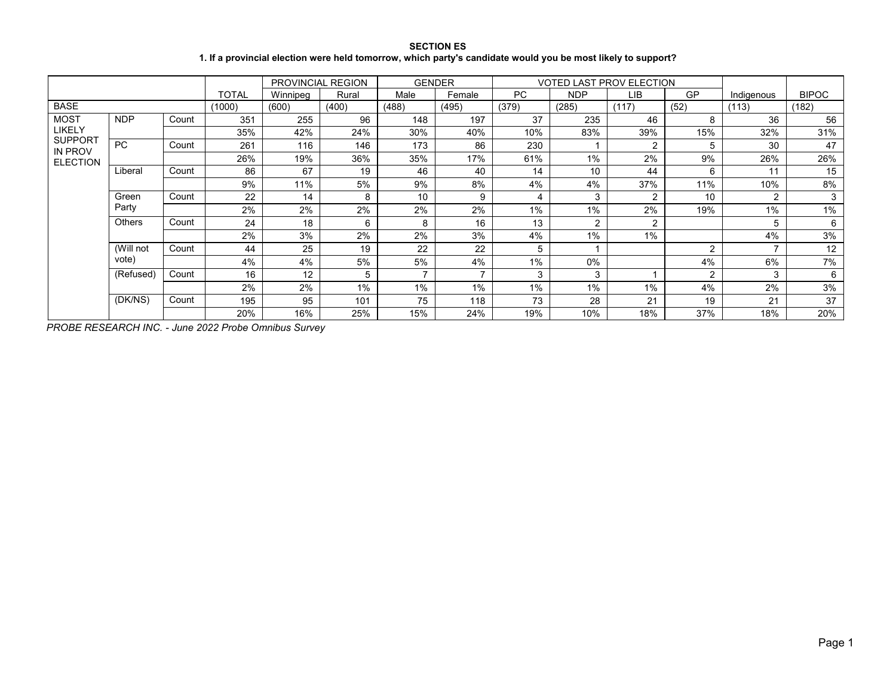**SECTION ES**

**1. If a provincial election were held tomorrow, which party's candidate would you be most likely to support?**

| | | | | PROVINCIAL REGION | | GENDER | | VOTED LAST PROV ELECTION | | | | | |
|---|---|---|---|---|---|---|---|---|---|---|---|---|---|
| | | | TOTAL | Winnipeg | Rural | Male | Female | PC | NDP | LIB | GP | Indigenous | BIPOC |
| BASE | | | (1000) | (600) | (400) | (488) | (495) | (379) | (285) | (117) | (52) | (113) | (182) |
| MOST LIKELY SUPPORT IN PROV ELECTION | NDP | Count | 351 | 255 | 96 | 148 | 197 | 37 | 235 | 46 | 8 | 36 | 56 |
| | | | 35% | 42% | 24% | 30% | 40% | 10% | 83% | 39% | 15% | 32% | 31% |
| | PC | Count | 261 | 116 | 146 | 173 | 86 | 230 | 1 | 2 | 5 | 30 | 47 |
| | | | 26% | 19% | 36% | 35% | 17% | 61% | 1% | 2% | 9% | 26% | 26% |
| | Liberal | Count | 86 | 67 | 19 | 46 | 40 | 14 | 10 | 44 | 6 | 11 | 15 |
| | | | 9% | 11% | 5% | 9% | 8% | 4% | 4% | 37% | 11% | 10% | 8% |
| | Green Party | Count | 22 | 14 | 8 | 10 | 9 | 4 | 3 | 2 | 10 | 2 | 3 |
| | | | 2% | 2% | 2% | 2% | 2% | 1% | 1% | 2% | 19% | 1% | 1% |
| | Others | Count | 24 | 18 | 6 | 8 | 16 | 13 | 2 | 2 | | 5 | 6 |
| | | | 2% | 3% | 2% | 2% | 3% | 4% | 1% | 1% | | 4% | 3% |
| | (Will not vote) | Count | 44 | 25 | 19 | 22 | 22 | 5 | 1 | | 2 | 7 | 12 |
| | | | 4% | 4% | 5% | 5% | 4% | 1% | 0% | | 4% | 6% | 7% |
| | (Refused) | Count | 16 | 12 | 5 | 7 | 7 | 3 | 3 | 1 | 2 | 3 | 6 |
| | | | 2% | 2% | 1% | 1% | 1% | 1% | 1% | 1% | 4% | 2% | 3% |
| | (DK/NS) | Count | 195 | 95 | 101 | 75 | 118 | 73 | 28 | 21 | 19 | 21 | 37 |
| | | | 20% | 16% | 25% | 15% | 24% | 19% | 10% | 18% | 37% | 18% | 20% |

*PROBE RESEARCH INC. - June 2022 Probe Omnibus Survey*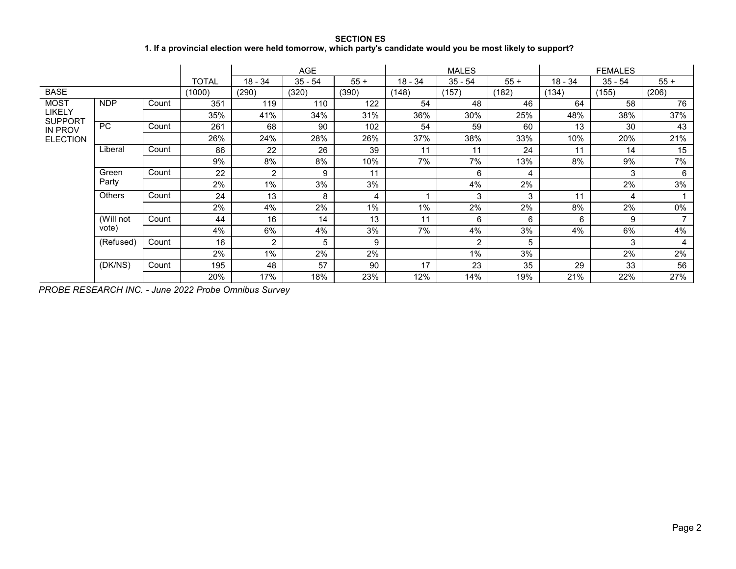**SECTION ES**

**1. If a provincial election were held tomorrow, which party's candidate would you be most likely to support?**

| | | | | AGE | | | MALES | | | FEMALES | | |
|---|---|---|---|---|---|---|---|---|---|---|---|---|
| | | | TOTAL | 18 - 34 | 35 - 54 | 55 + | 18 - 34 | 35 - 54 | 55 + | 18 - 34 | 35 - 54 | 55 + |
| BASE | | | (1000) | (290) | (320) | (390) | (148) | (157) | (182) | (134) | (155) | (206) |
| MOST LIKELY SUPPORT IN PROV ELECTION | NDP | Count | 351 | 119 | 110 | 122 | 54 | 48 | 46 | 64 | 58 | 76 |
| | | | 35% | 41% | 34% | 31% | 36% | 30% | 25% | 48% | 38% | 37% |
| | PC | Count | 261 | 68 | 90 | 102 | 54 | 59 | 60 | 13 | 30 | 43 |
| | | | 26% | 24% | 28% | 26% | 37% | 38% | 33% | 10% | 20% | 21% |
| | Liberal | Count | 86 | 22 | 26 | 39 | 11 | 11 | 24 | 11 | 14 | 15 |
| | | | 9% | 8% | 8% | 10% | 7% | 7% | 13% | 8% | 9% | 7% |
| | Green Party | Count | 22 | 2 | 9 | 11 | | 6 | 4 | | 3 | 6 |
| | | | 2% | 1% | 3% | 3% | | 4% | 2% | | 2% | 3% |
| | Others | Count | 24 | 13 | 8 | 4 | 1 | 3 | 3 | 11 | 4 | 1 |
| | | | 2% | 4% | 2% | 1% | 1% | 2% | 2% | 8% | 2% | 0% |
| | (Will not vote) | Count | 44 | 16 | 14 | 13 | 11 | 6 | 6 | 6 | 9 | 7 |
| | | | 4% | 6% | 4% | 3% | 7% | 4% | 3% | 4% | 6% | 4% |
| | (Refused) | Count | 16 | 2 | 5 | 9 | | 2 | 5 | | 3 | 4 |
| | | | 2% | 1% | 2% | 2% | | 1% | 3% | | 2% | 2% |
| | (DK/NS) | Count | 195 | 48 | 57 | 90 | 17 | 23 | 35 | 29 | 33 | 56 |
| | | | 20% | 17% | 18% | 23% | 12% | 14% | 19% | 21% | 22% | 27% |

*PROBE RESEARCH INC. - June 2022 Probe Omnibus Survey*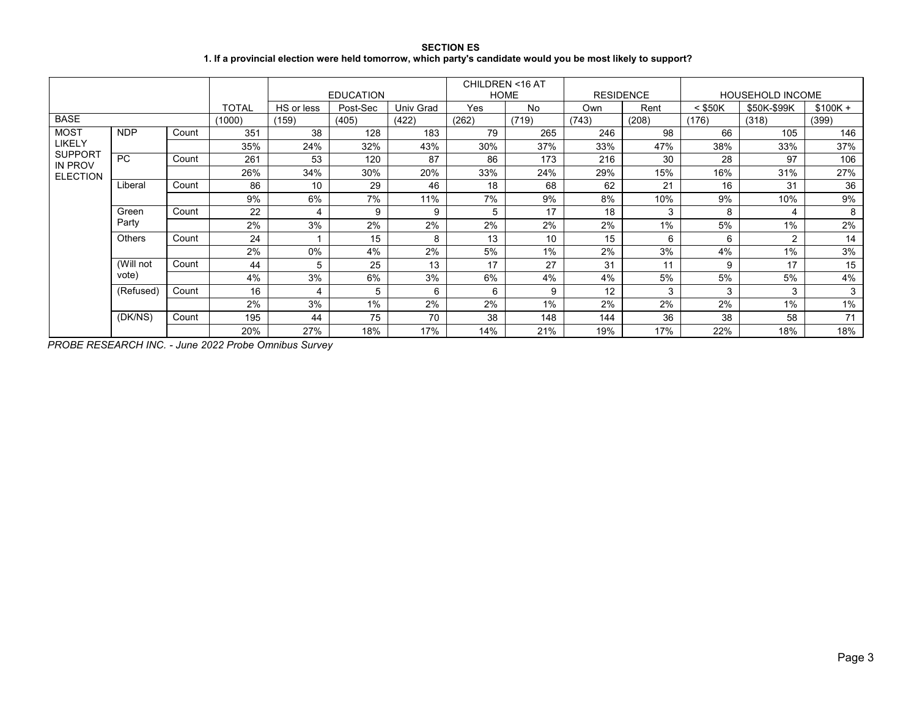**SECTION ES**

**1. If a provincial election were held tomorrow, which party's candidate would you be most likely to support?**

| | | | TOTAL | EDUCATION | | | CHILDREN <16 AT HOME | | RESIDENCE | | HOUSEHOLD INCOME | | |
|---|---|---|---|---|---|---|---|---|---|---|---|---|---|
| | | | | HS or less | Post-Sec | Univ Grad | Yes | No | Own | Rent | < $50K | $50K-$99K | $100K + |
| BASE | | | (1000) | (159) | (405) | (422) | (262) | (719) | (743) | (208) | (176) | (318) | (399) |
| MOST LIKELY SUPPORT IN PROV ELECTION | NDP | Count | 351 | 38 | 128 | 183 | 79 | 265 | 246 | 98 | 66 | 105 | 146 |
| | | | 35% | 24% | 32% | 43% | 30% | 37% | 33% | 47% | 38% | 33% | 37% |
| | PC | Count | 261 | 53 | 120 | 87 | 86 | 173 | 216 | 30 | 28 | 97 | 106 |
| | | | 26% | 34% | 30% | 20% | 33% | 24% | 29% | 15% | 16% | 31% | 27% |
| | Liberal | Count | 86 | 10 | 29 | 46 | 18 | 68 | 62 | 21 | 16 | 31 | 36 |
| | | | 9% | 6% | 7% | 11% | 7% | 9% | 8% | 10% | 9% | 10% | 9% |
| | Green Party | Count | 22 | 4 | 9 | 9 | 5 | 17 | 18 | 3 | 8 | 4 | 8 |
| | | | 2% | 3% | 2% | 2% | 2% | 2% | 2% | 1% | 5% | 1% | 2% |
| | Others | Count | 24 | 1 | 15 | 8 | 13 | 10 | 15 | 6 | 6 | 2 | 14 |
| | | | 2% | 0% | 4% | 2% | 5% | 1% | 2% | 3% | 4% | 1% | 3% |
| | (Will not vote) | Count | 44 | 5 | 25 | 13 | 17 | 27 | 31 | 11 | 9 | 17 | 15 |
| | | | 4% | 3% | 6% | 3% | 6% | 4% | 4% | 5% | 5% | 5% | 4% |
| | (Refused) | Count | 16 | 4 | 5 | 6 | 6 | 9 | 12 | 3 | 3 | 3 | 3 |
| | | | 2% | 3% | 1% | 2% | 2% | 1% | 2% | 2% | 2% | 1% | 1% |
| | (DK/NS) | Count | 195 | 44 | 75 | 70 | 38 | 148 | 144 | 36 | 38 | 58 | 71 |
| | | | 20% | 27% | 18% | 17% | 14% | 21% | 19% | 17% | 22% | 18% | 18% |

*PROBE RESEARCH INC. - June 2022 Probe Omnibus Survey*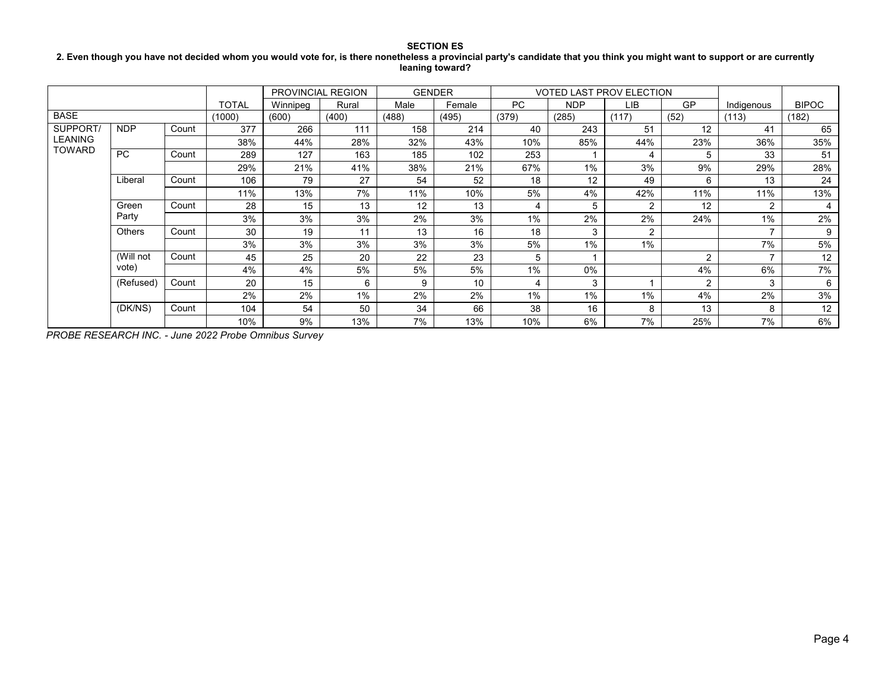**SECTION ES**

**2. Even though you have not decided whom you would vote for, is there nonetheless a provincial party's candidate that you think you might want to support or are currently leaning toward?**

| | | | | PROVINCIAL REGION | | GENDER | | VOTED LAST PROV ELECTION | | | | | |
|---|---|---|---|---|---|---|---|---|---|---|---|---|---|
| | | | TOTAL | Winnipeg | Rural | Male | Female | PC | NDP | LIB | GP | Indigenous | BIPOC |
| BASE | | | (1000) | (600) | (400) | (488) | (495) | (379) | (285) | (117) | (52) | (113) | (182) |
| SUPPORT/ LEANING TOWARD | NDP | Count | 377 | 266 | 111 | 158 | 214 | 40 | 243 | 51 | 12 | 41 | 65 |
| | | | 38% | 44% | 28% | 32% | 43% | 10% | 85% | 44% | 23% | 36% | 35% |
| | PC | Count | 289 | 127 | 163 | 185 | 102 | 253 | 1 | 4 | 5 | 33 | 51 |
| | | | 29% | 21% | 41% | 38% | 21% | 67% | 1% | 3% | 9% | 29% | 28% |
| | Liberal | Count | 106 | 79 | 27 | 54 | 52 | 18 | 12 | 49 | 6 | 13 | 24 |
| | | | 11% | 13% | 7% | 11% | 10% | 5% | 4% | 42% | 11% | 11% | 13% |
| | Green Party | Count | 28 | 15 | 13 | 12 | 13 | 4 | 5 | 2 | 12 | 2 | 4 |
| | | | 3% | 3% | 3% | 2% | 3% | 1% | 2% | 2% | 24% | 1% | 2% |
| | Others | Count | 30 | 19 | 11 | 13 | 16 | 18 | 3 | 2 | | 7 | 9 |
| | | | 3% | 3% | 3% | 3% | 3% | 5% | 1% | 1% | | 7% | 5% |
| | (Will not vote) | Count | 45 | 25 | 20 | 22 | 23 | 5 | 1 | | 2 | 7 | 12 |
| | | | 4% | 4% | 5% | 5% | 5% | 1% | 0% | | 4% | 6% | 7% |
| | (Refused) | Count | 20 | 15 | 6 | 9 | 10 | 4 | 3 | 1 | 2 | 3 | 6 |
| | | | 2% | 2% | 1% | 2% | 2% | 1% | 1% | 1% | 4% | 2% | 3% |
| | (DK/NS) | Count | 104 | 54 | 50 | 34 | 66 | 38 | 16 | 8 | 13 | 8 | 12 |
| | | | 10% | 9% | 13% | 7% | 13% | 10% | 6% | 7% | 25% | 7% | 6% |

*PROBE RESEARCH INC. - June 2022 Probe Omnibus Survey*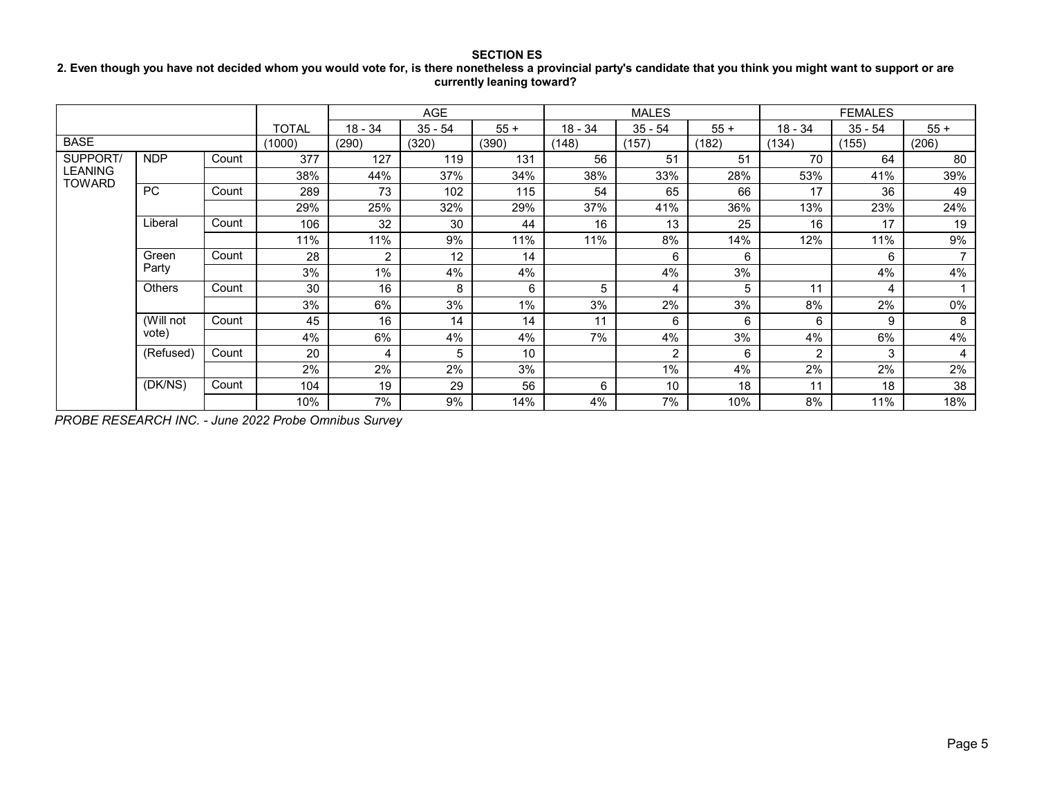**SECTION ES**

**2. Even though you have not decided whom you would vote for, is there nonetheless a provincial party's candidate that you think you might want to support or are currently leaning toward?**

| | | | TOTAL | AGE | | | MALES | | | FEMALES | | |
|---|---|---|---|---|---|---|---|---|---|---|---|---|
| | | | | 18 - 34 | 35 - 54 | 55 + | 18 - 34 | 35 - 54 | 55 + | 18 - 34 | 35 - 54 | 55 + |
| BASE | | | (1000) | (290) | (320) | (390) | (148) | (157) | (182) | (134) | (155) | (206) |
| SUPPORT/ LEANING TOWARD | NDP | Count | 377 | 127 | 119 | 131 | 56 | 51 | 51 | 70 | 64 | 80 |
| | | | 38% | 44% | 37% | 34% | 38% | 33% | 28% | 53% | 41% | 39% |
| | PC | Count | 289 | 73 | 102 | 115 | 54 | 65 | 66 | 17 | 36 | 49 |
| | | | 29% | 25% | 32% | 29% | 37% | 41% | 36% | 13% | 23% | 24% |
| | Liberal | Count | 106 | 32 | 30 | 44 | 16 | 13 | 25 | 16 | 17 | 19 |
| | | | 11% | 11% | 9% | 11% | 11% | 8% | 14% | 12% | 11% | 9% |
| | Green Party | Count | 28 | 2 | 12 | 14 | | 6 | 6 | | 6 | 7 |
| | | | 3% | 1% | 4% | 4% | | 4% | 3% | | 4% | 4% |
| | Others | Count | 30 | 16 | 8 | 6 | 5 | 4 | 5 | 11 | 4 | 1 |
| | | | 3% | 6% | 3% | 1% | 3% | 2% | 3% | 8% | 2% | 0% |
| | (Will not vote) | Count | 45 | 16 | 14 | 14 | 11 | 6 | 6 | 6 | 9 | 8 |
| | | | 4% | 6% | 4% | 4% | 7% | 4% | 3% | 4% | 6% | 4% |
| | (Refused) | Count | 20 | 4 | 5 | 10 | | 2 | 6 | 2 | 3 | 4 |
| | | | 2% | 2% | 2% | 3% | | 1% | 4% | 2% | 2% | 2% |
| | (DK/NS) | Count | 104 | 19 | 29 | 56 | 6 | 10 | 18 | 11 | 18 | 38 |
| | | | 10% | 7% | 9% | 14% | 4% | 7% | 10% | 8% | 11% | 18% |

*PROBE RESEARCH INC. - June 2022 Probe Omnibus Survey*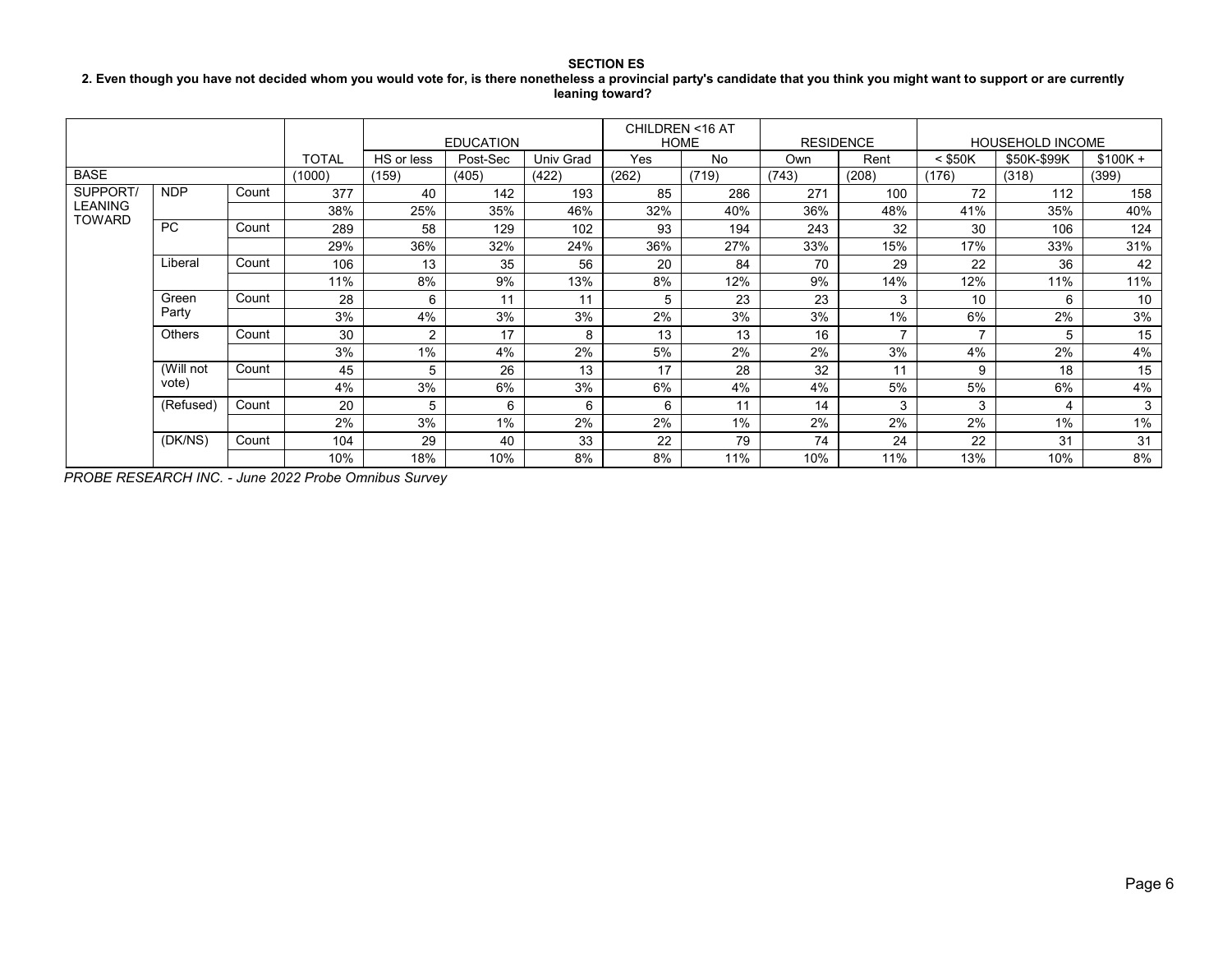**SECTION ES**

**2. Even though you have not decided whom you would vote for, is there nonetheless a provincial party's candidate that you think you might want to support or are currently leaning toward?**

| | | | | EDUCATION | | | CHILDREN <16 AT HOME | | RESIDENCE | | HOUSEHOLD INCOME | | |
|---|---|---|---|---|---|---|---|---|---|---|---|---|---|
| | | | TOTAL | HS or less | Post-Sec | Univ Grad | Yes | No | Own | Rent | < $50K | $50K-$99K | $100K + |
| BASE | | | (1000) | (159) | (405) | (422) | (262) | (719) | (743) | (208) | (176) | (318) | (399) |
| SUPPORT/ LEANING TOWARD | NDP | Count | 377 | 40 | 142 | 193 | 85 | 286 | 271 | 100 | 72 | 112 | 158 |
| | | | 38% | 25% | 35% | 46% | 32% | 40% | 36% | 48% | 41% | 35% | 40% |
| | PC | Count | 289 | 58 | 129 | 102 | 93 | 194 | 243 | 32 | 30 | 106 | 124 |
| | | | 29% | 36% | 32% | 24% | 36% | 27% | 33% | 15% | 17% | 33% | 31% |
| | Liberal | Count | 106 | 13 | 35 | 56 | 20 | 84 | 70 | 29 | 22 | 36 | 42 |
| | | | 11% | 8% | 9% | 13% | 8% | 12% | 9% | 14% | 12% | 11% | 11% |
| | Green Party | Count | 28 | 6 | 11 | 11 | 5 | 23 | 23 | 3 | 10 | 6 | 10 |
| | | | 3% | 4% | 3% | 3% | 2% | 3% | 3% | 1% | 6% | 2% | 3% |
| | Others | Count | 30 | 2 | 17 | 8 | 13 | 13 | 16 | 7 | 7 | 5 | 15 |
| | | | 3% | 1% | 4% | 2% | 5% | 2% | 2% | 3% | 4% | 2% | 4% |
| | (Will not vote) | Count | 45 | 5 | 26 | 13 | 17 | 28 | 32 | 11 | 9 | 18 | 15 |
| | | | 4% | 3% | 6% | 3% | 6% | 4% | 4% | 5% | 5% | 6% | 4% |
| | (Refused) | Count | 20 | 5 | 6 | 6 | 6 | 11 | 14 | 3 | 3 | 4 | 3 |
| | | | 2% | 3% | 1% | 2% | 2% | 1% | 2% | 2% | 2% | 1% | 1% |
| | (DK/NS) | Count | 104 | 29 | 40 | 33 | 22 | 79 | 74 | 24 | 22 | 31 | 31 |
| | | | 10% | 18% | 10% | 8% | 8% | 11% | 10% | 11% | 13% | 10% | 8% |

*PROBE RESEARCH INC. - June 2022 Probe Omnibus Survey*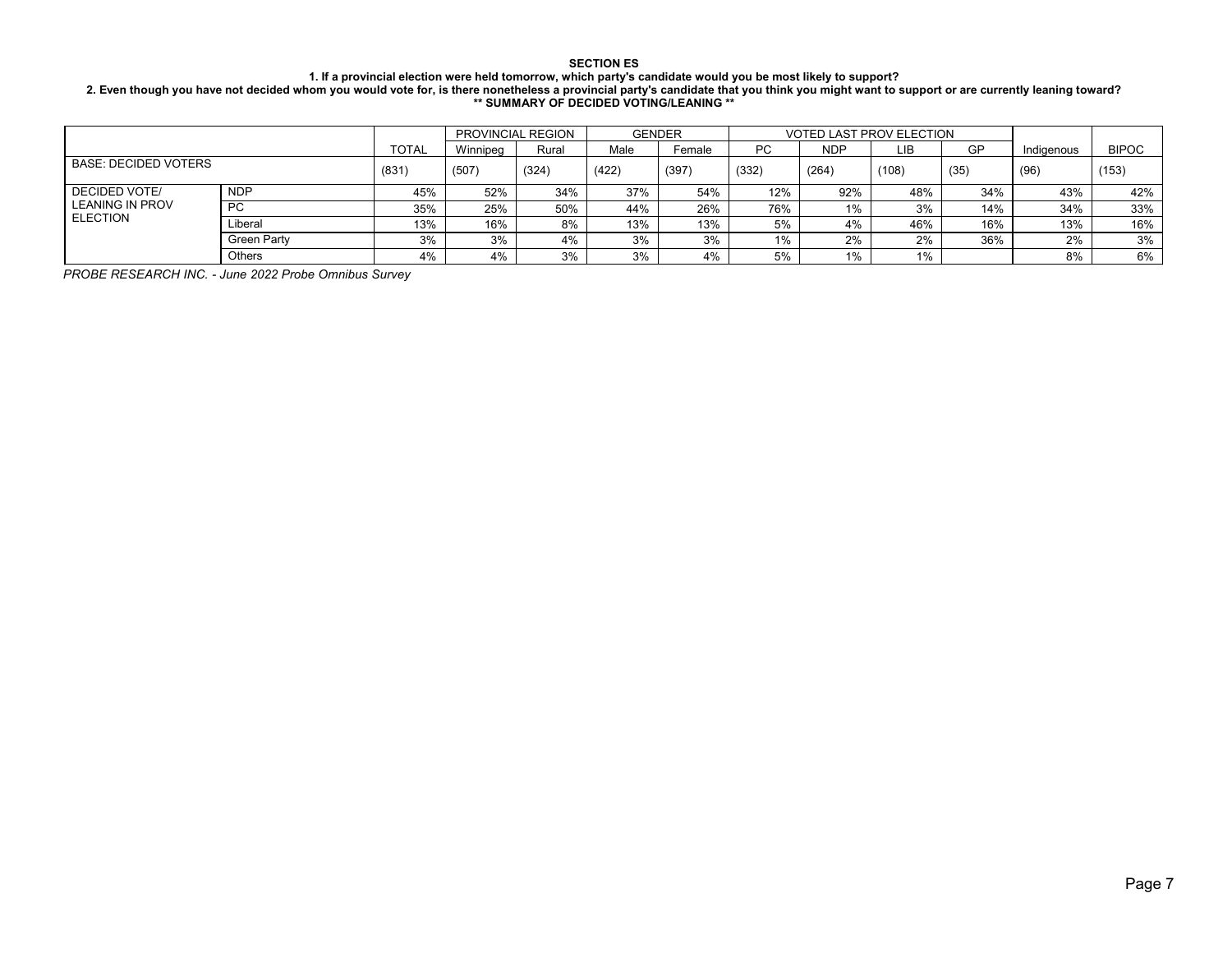**SECTION ES**

**1. If a provincial election were held tomorrow, which party's candidate would you be most likely to support?**

**2. Even though you have not decided whom you would vote for, is there nonetheless a provincial party's candidate that you think you might want to support or are currently leaning toward?**

**\*\* SUMMARY OF DECIDED VOTING/LEANING \*\***

| | | | PROVINCIAL REGION | | GENDER | | VOTED LAST PROV ELECTION | | | | | |
|---|---|---|---|---|---|---|---|---|---|---|---|---|
| | | TOTAL | Winnipeg | Rural | Male | Female | PC | NDP | LIB | GP | Indigenous | BIPOC |
| BASE: DECIDED VOTERS | | (831) | (507) | (324) | (422) | (397) | (332) | (264) | (108) | (35) | (96) | (153) |
| DECIDED VOTE/ LEANING IN PROV ELECTION | NDP | 45% | 52% | 34% | 37% | 54% | 12% | 92% | 48% | 34% | 43% | 42% |
| | PC | 35% | 25% | 50% | 44% | 26% | 76% | 1% | 3% | 14% | 34% | 33% |
| | Liberal | 13% | 16% | 8% | 13% | 13% | 5% | 4% | 46% | 16% | 13% | 16% |
| | Green Party | 3% | 3% | 4% | 3% | 3% | 1% | 2% | 2% | 36% | 2% | 3% |
| | Others | 4% | 4% | 3% | 3% | 4% | 5% | 1% | 1% | | 8% | 6% |

*PROBE RESEARCH INC. - June 2022 Probe Omnibus Survey*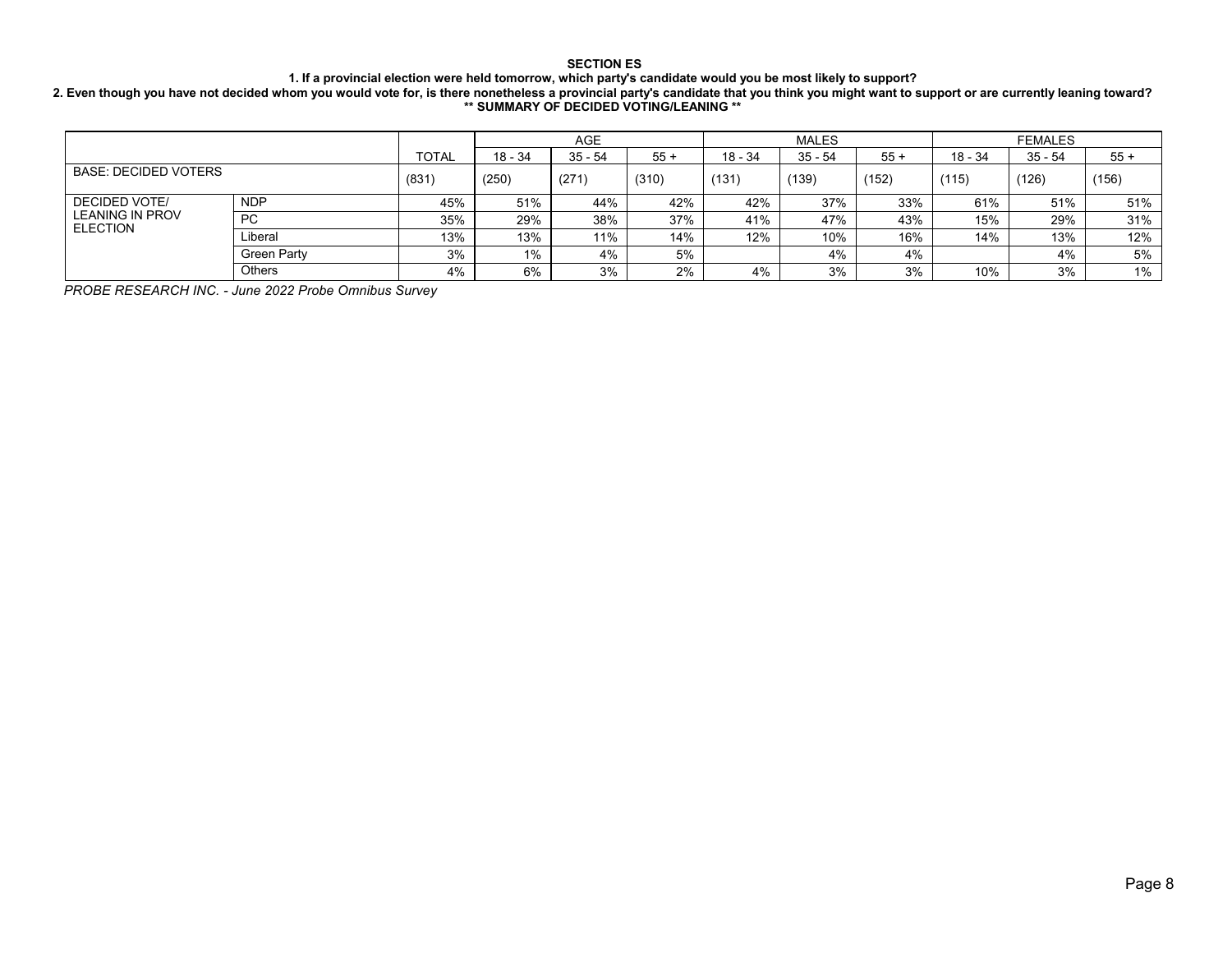**SECTION ES**

**1. If a provincial election were held tomorrow, which party's candidate would you be most likely to support?**

**2. Even though you have not decided whom you would vote for, is there nonetheless a provincial party's candidate that you think you might want to support or are currently leaning toward?**

**\*\* SUMMARY OF DECIDED VOTING/LEANING \*\***

| | | TOTAL | AGE | | | MALES | | | FEMALES | | |
|---|---|---|---|---|---|---|---|---|---|---|---|
| | | | 18 - 34 | 35 - 54 | 55 + | 18 - 34 | 35 - 54 | 55 + | 18 - 34 | 35 - 54 | 55 + |
| BASE: DECIDED VOTERS | | (831) | (250) | (271) | (310) | (131) | (139) | (152) | (115) | (126) | (156) |
| DECIDED VOTE/ LEANING IN PROV ELECTION | NDP | 45% | 51% | 44% | 42% | 42% | 37% | 33% | 61% | 51% | 51% |
| | PC | 35% | 29% | 38% | 37% | 41% | 47% | 43% | 15% | 29% | 31% |
| | Liberal | 13% | 13% | 11% | 14% | 12% | 10% | 16% | 14% | 13% | 12% |
| | Green Party | 3% | 1% | 4% | 5% | | 4% | 4% | | 4% | 5% |
| | Others | 4% | 6% | 3% | 2% | 4% | 3% | 3% | 10% | 3% | 1% |

*PROBE RESEARCH INC. - June 2022 Probe Omnibus Survey*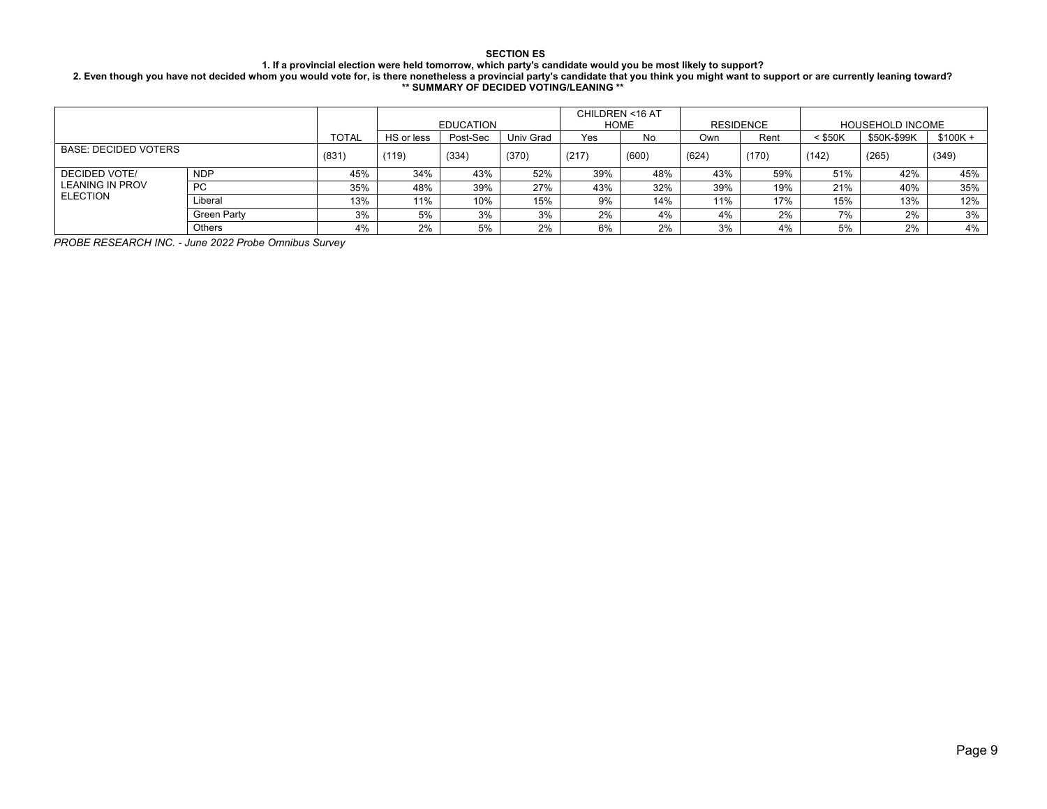**SECTION ES**

**1. If a provincial election were held tomorrow, which party's candidate would you be most likely to support?**

**2. Even though you have not decided whom you would vote for, is there nonetheless a provincial party's candidate that you think you might want to support or are currently leaning toward?**

**\*\* SUMMARY OF DECIDED VOTING/LEANING \*\***

| | | | EDUCATION | | | CHILDREN <16 AT HOME | | RESIDENCE | | HOUSEHOLD INCOME | | |
|---|---|---|---|---|---|---|---|---|---|---|---|---|
| | | TOTAL | HS or less | Post-Sec | Univ Grad | Yes | No | Own | Rent | < $50K | $50K-$99K | $100K + |
| BASE: DECIDED VOTERS | | (831) | (119) | (334) | (370) | (217) | (600) | (624) | (170) | (142) | (265) | (349) |
| DECIDED VOTE/ LEANING IN PROV ELECTION | NDP | 45% | 34% | 43% | 52% | 39% | 48% | 43% | 59% | 51% | 42% | 45% |
| | PC | 35% | 48% | 39% | 27% | 43% | 32% | 39% | 19% | 21% | 40% | 35% |
| | Liberal | 13% | 11% | 10% | 15% | 9% | 14% | 11% | 17% | 15% | 13% | 12% |
| | Green Party | 3% | 5% | 3% | 3% | 2% | 4% | 4% | 2% | 7% | 2% | 3% |
| | Others | 4% | 2% | 5% | 2% | 6% | 2% | 3% | 4% | 5% | 2% | 4% |

*PROBE RESEARCH INC. - June 2022 Probe Omnibus Survey*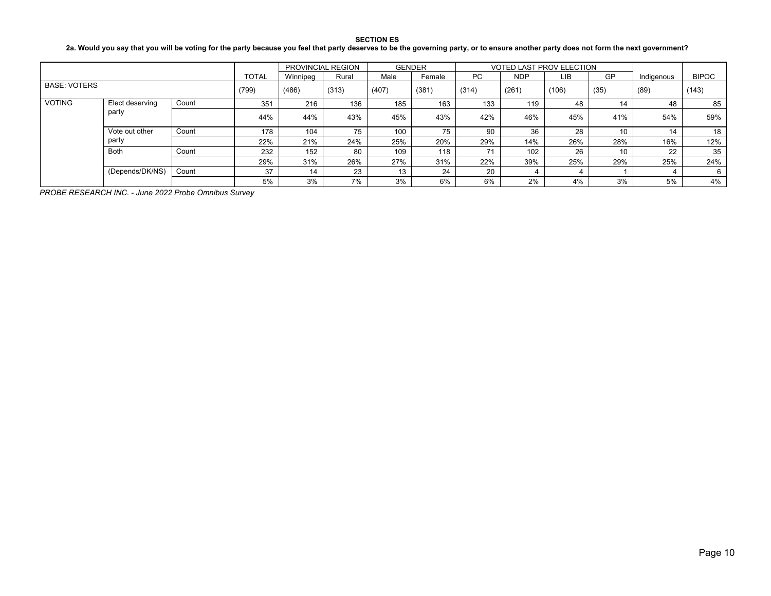**SECTION ES**

**2a. Would you say that you will be voting for the party because you feel that party deserves to be the governing party, or to ensure another party does not form the next government?**

| | | | TOTAL | PROVINCIAL REGION | | GENDER | | VOTED LAST PROV ELECTION | | | | Indigenous | BIPOC |
|---|---|---|---|---|---|---|---|---|---|---|---|---|---|
| | | | | Winnipeg | Rural | Male | Female | PC | NDP | LIB | GP | | |
| BASE: VOTERS | | | (799) | (486) | (313) | (407) | (381) | (314) | (261) | (106) | (35) | (89) | (143) |
| VOTING | Elect deserving party | Count | 351 | 216 | 136 | 185 | 163 | 133 | 119 | 48 | 14 | 48 | 85 |
| | | | 44% | 44% | 43% | 45% | 43% | 42% | 46% | 45% | 41% | 54% | 59% |
| | Vote out other party | Count | 178 | 104 | 75 | 100 | 75 | 90 | 36 | 28 | 10 | 14 | 18 |
| | | | 22% | 21% | 24% | 25% | 20% | 29% | 14% | 26% | 28% | 16% | 12% |
| | Both | Count | 232 | 152 | 80 | 109 | 118 | 71 | 102 | 26 | 10 | 22 | 35 |
| | | | 29% | 31% | 26% | 27% | 31% | 22% | 39% | 25% | 29% | 25% | 24% |
| | (Depends/DK/NS) | Count | 37 | 14 | 23 | 13 | 24 | 20 | 4 | 4 | 1 | 4 | 6 |
| | | | 5% | 3% | 7% | 3% | 6% | 6% | 2% | 4% | 3% | 5% | 4% |

*PROBE RESEARCH INC. - June 2022 Probe Omnibus Survey*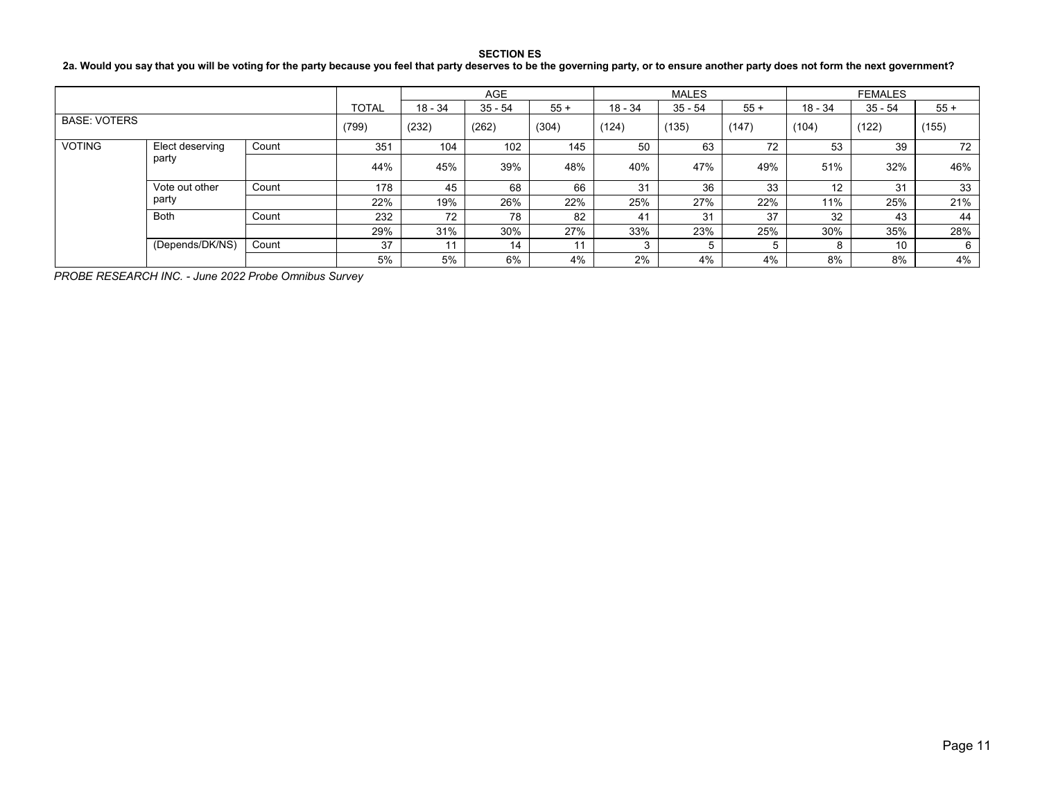**SECTION ES**

**2a. Would you say that you will be voting for the party because you feel that party deserves to be the governing party, or to ensure another party does not form the next government?**

| | | | TOTAL | AGE | | | MALES | | | FEMALES | | |
|---|---|---|---|---|---|---|---|---|---|---|---|---|
| | | | | 18 - 34 | 35 - 54 | 55 + | 18 - 34 | 35 - 54 | 55 + | 18 - 34 | 35 - 54 | 55 + |
| BASE: VOTERS | | | (799) | (232) | (262) | (304) | (124) | (135) | (147) | (104) | (122) | (155) |
| VOTING | Elect deserving party | Count | 351 | 104 | 102 | 145 | 50 | 63 | 72 | 53 | 39 | 72 |
| | | | 44% | 45% | 39% | 48% | 40% | 47% | 49% | 51% | 32% | 46% |
| | Vote out other party | Count | 178 | 45 | 68 | 66 | 31 | 36 | 33 | 12 | 31 | 33 |
| | | | 22% | 19% | 26% | 22% | 25% | 27% | 22% | 11% | 25% | 21% |
| | Both | Count | 232 | 72 | 78 | 82 | 41 | 31 | 37 | 32 | 43 | 44 |
| | | | 29% | 31% | 30% | 27% | 33% | 23% | 25% | 30% | 35% | 28% |
| | (Depends/DK/NS) | Count | 37 | 11 | 14 | 11 | 3 | 5 | 5 | 8 | 10 | 6 |
| | | | 5% | 5% | 6% | 4% | 2% | 4% | 4% | 8% | 8% | 4% |

*PROBE RESEARCH INC. - June 2022 Probe Omnibus Survey*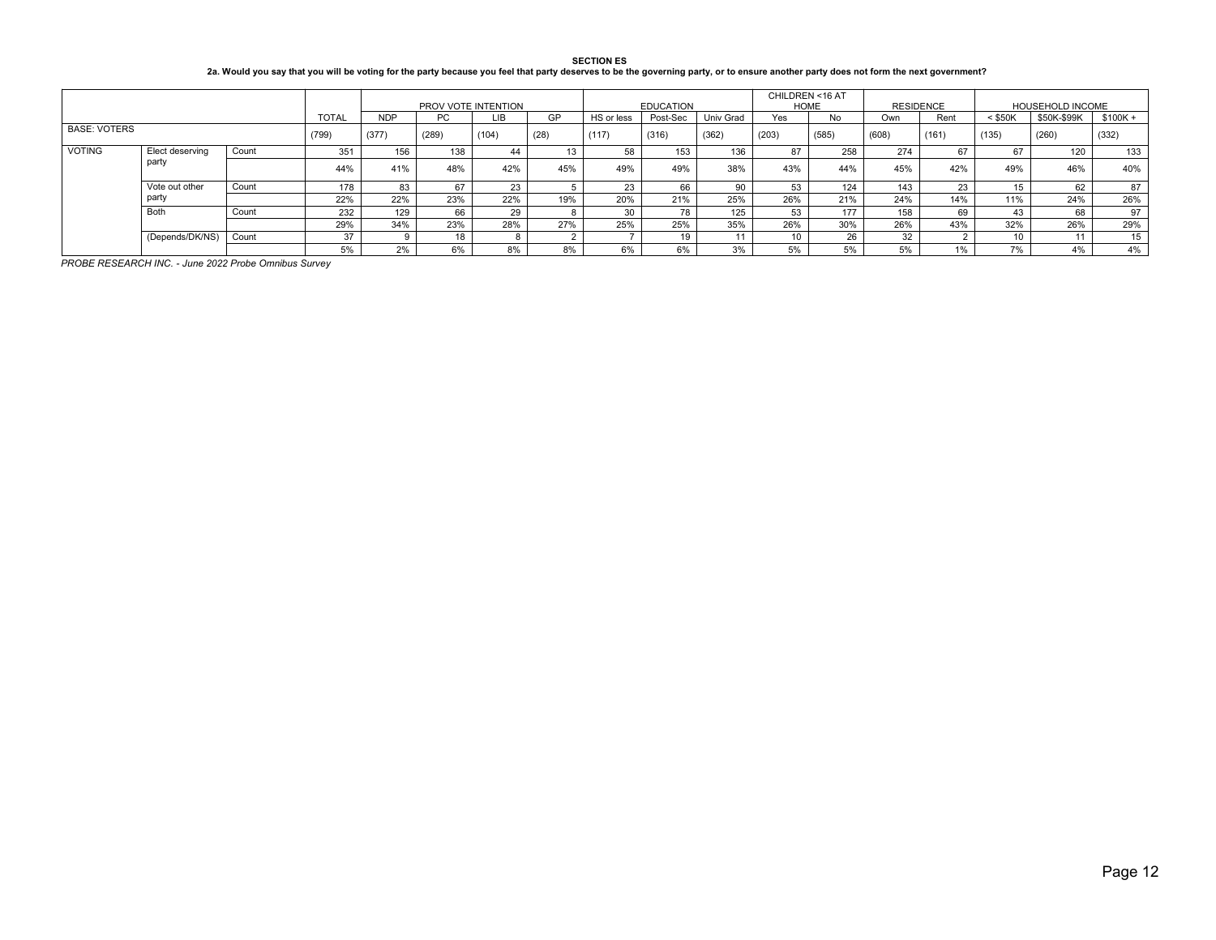**SECTION ES**

**2a. Would you say that you will be voting for the party because you feel that party deserves to be the governing party, or to ensure another party does not form the next government?**

| | | | TOTAL | PROV VOTE INTENTION | | | | EDUCATION | | | CHILDREN <16 AT HOME | | RESIDENCE | | HOUSEHOLD INCOME | | |
|---|---|---|---|---|---|---|---|---|---|---|---|---|---|---|---|---|---|
| | | | | NDP | PC | LIB | GP | HS or less | Post-Sec | Univ Grad | Yes | No | Own | Rent | < $50K | $50K-$99K | $100K + |
| BASE: VOTERS | | | (799) | (377) | (289) | (104) | (28) | (117) | (316) | (362) | (203) | (585) | (608) | (161) | (135) | (260) | (332) |
| VOTING | Elect deserving party | Count | 351 | 156 | 138 | 44 | 13 | 58 | 153 | 136 | 87 | 258 | 274 | 67 | 67 | 120 | 133 |
| | | | 44% | 41% | 48% | 42% | 45% | 49% | 49% | 38% | 43% | 44% | 45% | 42% | 49% | 46% | 40% |
| | Vote out other party | Count | 178 | 83 | 67 | 23 | 5 | 23 | 66 | 90 | 53 | 124 | 143 | 23 | 15 | 62 | 87 |
| | | | 22% | 22% | 23% | 22% | 19% | 20% | 21% | 25% | 26% | 21% | 24% | 14% | 11% | 24% | 26% |
| | Both | Count | 232 | 129 | 66 | 29 | 8 | 30 | 78 | 125 | 53 | 177 | 158 | 69 | 43 | 68 | 97 |
| | | | 29% | 34% | 23% | 28% | 27% | 25% | 25% | 35% | 26% | 30% | 26% | 43% | 32% | 26% | 29% |
| | (Depends/DK/NS) | Count | 37 | 9 | 18 | 8 | 2 | 7 | 19 | 11 | 10 | 26 | 32 | 2 | 10 | 11 | 15 |
| | | | 5% | 2% | 6% | 8% | 8% | 6% | 6% | 3% | 5% | 5% | 5% | 1% | 7% | 4% | 4% |

*PROBE RESEARCH INC. - June 2022 Probe Omnibus Survey*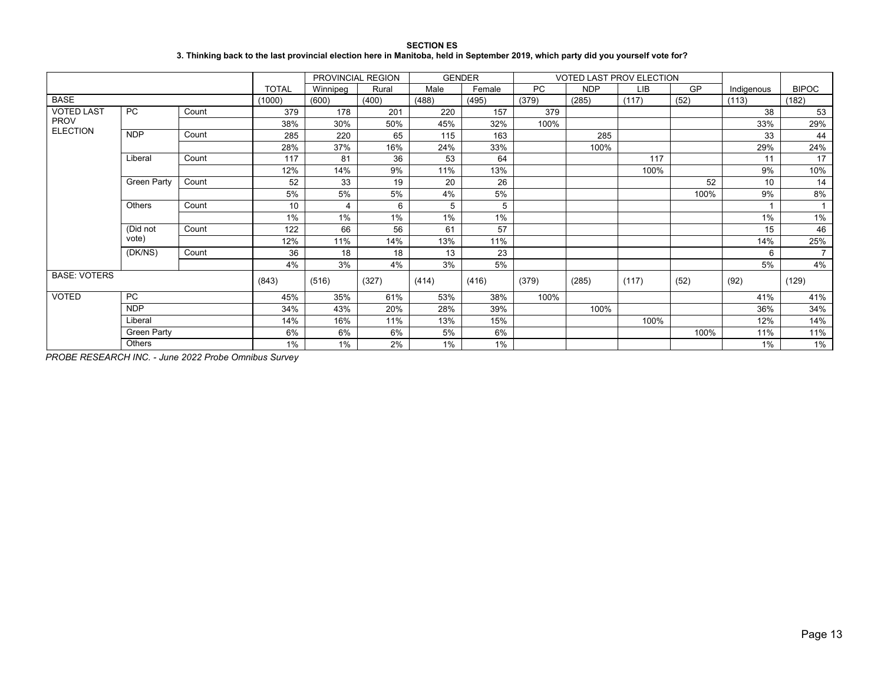**SECTION ES**

**3. Thinking back to the last provincial election here in Manitoba, held in September 2019, which party did you yourself vote for?**

| | | | | PROVINCIAL REGION | | GENDER | | VOTED LAST PROV ELECTION | | | | | |
|---|---|---|---|---|---|---|---|---|---|---|---|---|---|
| | | | TOTAL | Winnipeg | Rural | Male | Female | PC | NDP | LIB | GP | Indigenous | BIPOC |
| BASE | | | (1000) | (600) | (400) | (488) | (495) | (379) | (285) | (117) | (52) | (113) | (182) |
| VOTED LAST PROV ELECTION | PC | Count | 379 | 178 | 201 | 220 | 157 | 379 | | | | 38 | 53 |
| | | | 38% | 30% | 50% | 45% | 32% | 100% | | | | 33% | 29% |
| | NDP | Count | 285 | 220 | 65 | 115 | 163 | | 285 | | | 33 | 44 |
| | | | 28% | 37% | 16% | 24% | 33% | | 100% | | | 29% | 24% |
| | Liberal | Count | 117 | 81 | 36 | 53 | 64 | | | 117 | | 11 | 17 |
| | | | 12% | 14% | 9% | 11% | 13% | | | 100% | | 9% | 10% |
| | Green Party | Count | 52 | 33 | 19 | 20 | 26 | | | | 52 | 10 | 14 |
| | | | 5% | 5% | 5% | 4% | 5% | | | | 100% | 9% | 8% |
| | Others | Count | 10 | 4 | 6 | 5 | 5 | | | | | 1 | 1 |
| | | | 1% | 1% | 1% | 1% | 1% | | | | | 1% | 1% |
| | (Did not vote) | Count | 122 | 66 | 56 | 61 | 57 | | | | | 15 | 46 |
| | | | 12% | 11% | 14% | 13% | 11% | | | | | 14% | 25% |
| | (DK/NS) | Count | 36 | 18 | 18 | 13 | 23 | | | | | 6 | 7 |
| | | | 4% | 3% | 4% | 3% | 5% | | | | | 5% | 4% |
| BASE: VOTERS | | | (843) | (516) | (327) | (414) | (416) | (379) | (285) | (117) | (52) | (92) | (129) |
| VOTED | PC | | 45% | 35% | 61% | 53% | 38% | 100% | | | | 41% | 41% |
| | NDP | | 34% | 43% | 20% | 28% | 39% | | 100% | | | 36% | 34% |
| | Liberal | | 14% | 16% | 11% | 13% | 15% | | | 100% | | 12% | 14% |
| | Green Party | | 6% | 6% | 6% | 5% | 6% | | | | 100% | 11% | 11% |
| | Others | | 1% | 1% | 2% | 1% | 1% | | | | | 1% | 1% |

*PROBE RESEARCH INC. - June 2022 Probe Omnibus Survey*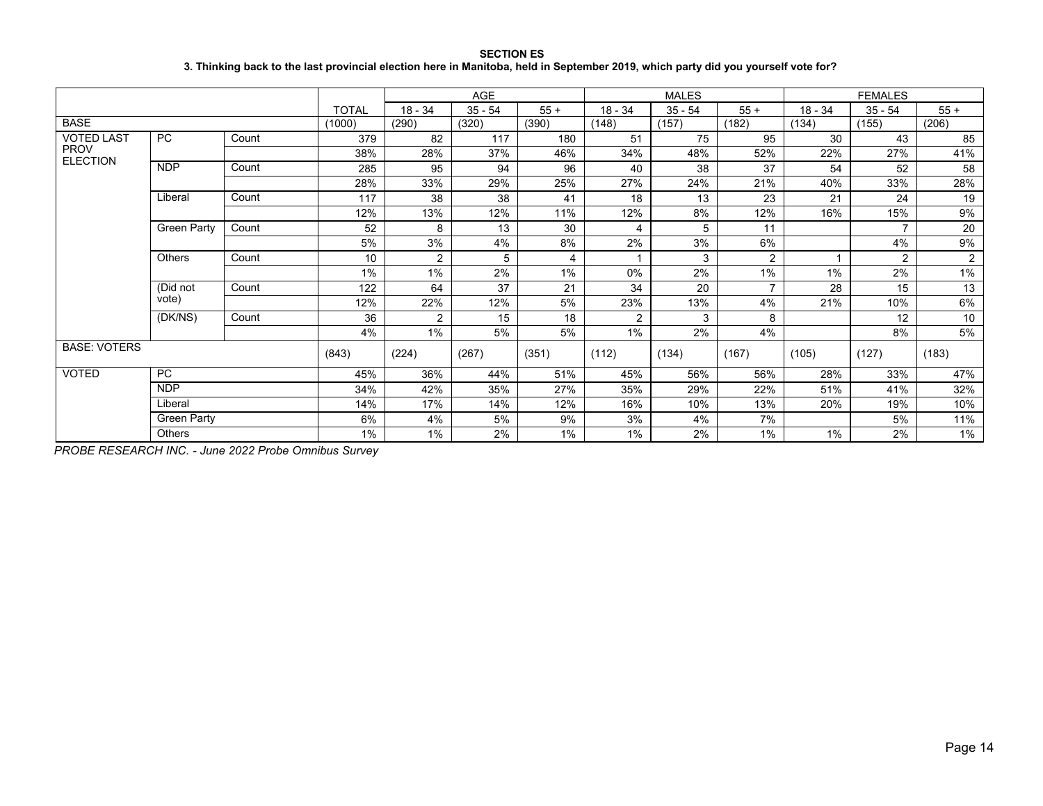**SECTION ES**

**3. Thinking back to the last provincial election here in Manitoba, held in September 2019, which party did you yourself vote for?**

| | | | | AGE | | | MALES | | | FEMALES | | |
|---|---|---|---|---|---|---|---|---|---|---|---|---|
| | | | TOTAL | 18 - 34 | 35 - 54 | 55 + | 18 - 34 | 35 - 54 | 55 + | 18 - 34 | 35 - 54 | 55 + |
| BASE | | | (1000) | (290) | (320) | (390) | (148) | (157) | (182) | (134) | (155) | (206) |
| VOTED LAST PROV ELECTION | PC | Count | 379 | 82 | 117 | 180 | 51 | 75 | 95 | 30 | 43 | 85 |
| | | | 38% | 28% | 37% | 46% | 34% | 48% | 52% | 22% | 27% | 41% |
| | NDP | Count | 285 | 95 | 94 | 96 | 40 | 38 | 37 | 54 | 52 | 58 |
| | | | 28% | 33% | 29% | 25% | 27% | 24% | 21% | 40% | 33% | 28% |
| | Liberal | Count | 117 | 38 | 38 | 41 | 18 | 13 | 23 | 21 | 24 | 19 |
| | | | 12% | 13% | 12% | 11% | 12% | 8% | 12% | 16% | 15% | 9% |
| | Green Party | Count | 52 | 8 | 13 | 30 | 4 | 5 | 11 | | 7 | 20 |
| | | | 5% | 3% | 4% | 8% | 2% | 3% | 6% | | 4% | 9% |
| | Others | Count | 10 | 2 | 5 | 4 | 1 | 3 | 2 | 1 | 2 | 2 |
| | | | 1% | 1% | 2% | 1% | 0% | 2% | 1% | 1% | 2% | 1% |
| | (Did not vote) | Count | 122 | 64 | 37 | 21 | 34 | 20 | 7 | 28 | 15 | 13 |
| | | | 12% | 22% | 12% | 5% | 23% | 13% | 4% | 21% | 10% | 6% |
| | (DK/NS) | Count | 36 | 2 | 15 | 18 | 2 | 3 | 8 | | 12 | 10 |
| | | | 4% | 1% | 5% | 5% | 1% | 2% | 4% | | 8% | 5% |
| BASE: VOTERS | | | (843) | (224) | (267) | (351) | (112) | (134) | (167) | (105) | (127) | (183) |
| VOTED | PC | | 45% | 36% | 44% | 51% | 45% | 56% | 56% | 28% | 33% | 47% |
| | NDP | | 34% | 42% | 35% | 27% | 35% | 29% | 22% | 51% | 41% | 32% |
| | Liberal | | 14% | 17% | 14% | 12% | 16% | 10% | 13% | 20% | 19% | 10% |
| | Green Party | | 6% | 4% | 5% | 9% | 3% | 4% | 7% | | 5% | 11% |
| | Others | | 1% | 1% | 2% | 1% | 1% | 2% | 1% | 1% | 2% | 1% |

*PROBE RESEARCH INC. - June 2022 Probe Omnibus Survey*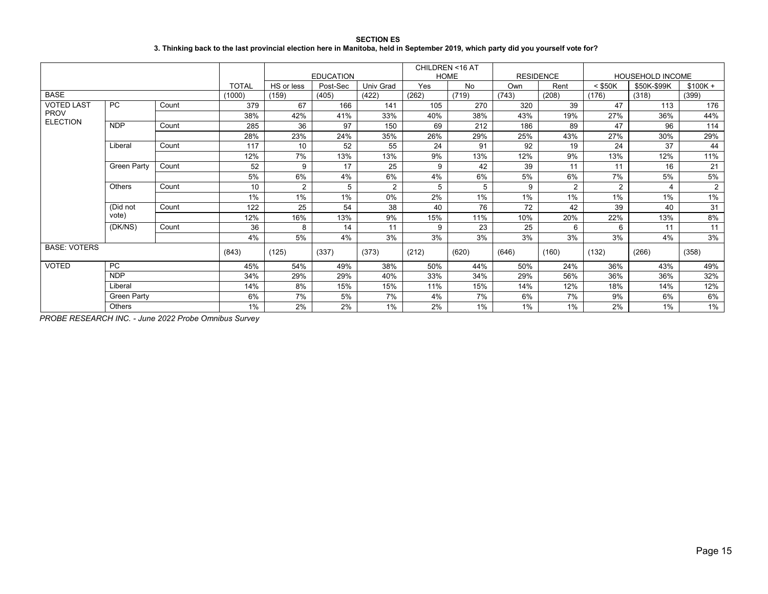**SECTION ES**

**3. Thinking back to the last provincial election here in Manitoba, held in September 2019, which party did you yourself vote for?**

| | | | | EDUCATION | | | CHILDREN <16 AT HOME | | RESIDENCE | | HOUSEHOLD INCOME | | |
|---|---|---|---|---|---|---|---|---|---|---|---|---|---|
| | | | TOTAL | HS or less | Post-Sec | Univ Grad | Yes | No | Own | Rent | < $50K | $50K-$99K | $100K + |
| BASE | | | (1000) | (159) | (405) | (422) | (262) | (719) | (743) | (208) | (176) | (318) | (399) |
| VOTED LAST PROV ELECTION | PC | Count | 379 | 67 | 166 | 141 | 105 | 270 | 320 | 39 | 47 | 113 | 176 |
| | | | 38% | 42% | 41% | 33% | 40% | 38% | 43% | 19% | 27% | 36% | 44% |
| | NDP | Count | 285 | 36 | 97 | 150 | 69 | 212 | 186 | 89 | 47 | 96 | 114 |
| | | | 28% | 23% | 24% | 35% | 26% | 29% | 25% | 43% | 27% | 30% | 29% |
| | Liberal | Count | 117 | 10 | 52 | 55 | 24 | 91 | 92 | 19 | 24 | 37 | 44 |
| | | | 12% | 7% | 13% | 13% | 9% | 13% | 12% | 9% | 13% | 12% | 11% |
| | Green Party | Count | 52 | 9 | 17 | 25 | 9 | 42 | 39 | 11 | 11 | 16 | 21 |
| | | | 5% | 6% | 4% | 6% | 4% | 6% | 5% | 6% | 7% | 5% | 5% |
| | Others | Count | 10 | 2 | 5 | 2 | 5 | 5 | 9 | 2 | 2 | 4 | 2 |
| | | | 1% | 1% | 1% | 0% | 2% | 1% | 1% | 1% | 1% | 1% | 1% |
| | (Did not vote) | Count | 122 | 25 | 54 | 38 | 40 | 76 | 72 | 42 | 39 | 40 | 31 |
| | | | 12% | 16% | 13% | 9% | 15% | 11% | 10% | 20% | 22% | 13% | 8% |
| | (DK/NS) | Count | 36 | 8 | 14 | 11 | 9 | 23 | 25 | 6 | 6 | 11 | 11 |
| | | | 4% | 5% | 4% | 3% | 3% | 3% | 3% | 3% | 3% | 4% | 3% |
| BASE: VOTERS | | | (843) | (125) | (337) | (373) | (212) | (620) | (646) | (160) | (132) | (266) | (358) |
| VOTED | PC | | 45% | 54% | 49% | 38% | 50% | 44% | 50% | 24% | 36% | 43% | 49% |
| | NDP | | 34% | 29% | 29% | 40% | 33% | 34% | 29% | 56% | 36% | 36% | 32% |
| | Liberal | | 14% | 8% | 15% | 15% | 11% | 15% | 14% | 12% | 18% | 14% | 12% |
| | Green Party | | 6% | 7% | 5% | 7% | 4% | 7% | 6% | 7% | 9% | 6% | 6% |
| | Others | | 1% | 2% | 2% | 1% | 2% | 1% | 1% | 1% | 2% | 1% | 1% |

*PROBE RESEARCH INC. - June 2022 Probe Omnibus Survey*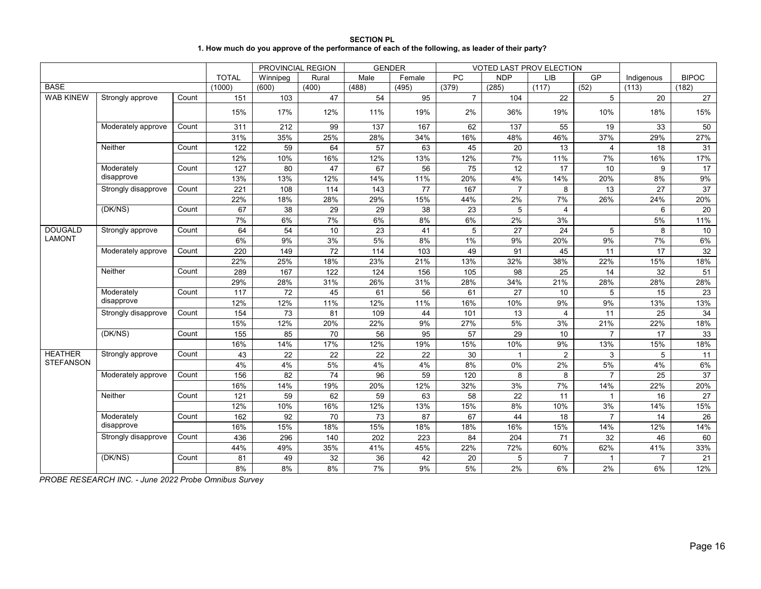**SECTION PL**

**1. How much do you approve of the performance of each of the following, as leader of their party?**

| | | | TOTAL | PROVINCIAL REGION | | GENDER | | VOTED LAST PROV ELECTION | | | | Indigenous | BIPOC |
|---|---|---|---|---|---|---|---|---|---|---|---|---|---|
| | | | | Winnipeg | Rural | Male | Female | PC | NDP | LIB | GP | | |
| BASE | | | (1000) | (600) | (400) | (488) | (495) | (379) | (285) | (117) | (52) | (113) | (182) |
| WAB KINEW | Strongly approve | Count | 151 | 103 | 47 | 54 | 95 | 7 | 104 | 22 | 5 | 20 | 27 |
| | | | 15% | 17% | 12% | 11% | 19% | 2% | 36% | 19% | 10% | 18% | 15% |
| | Moderately approve | Count | 311 | 212 | 99 | 137 | 167 | 62 | 137 | 55 | 19 | 33 | 50 |
| | | | 31% | 35% | 25% | 28% | 34% | 16% | 48% | 46% | 37% | 29% | 27% |
| | Neither | Count | 122 | 59 | 64 | 57 | 63 | 45 | 20 | 13 | 4 | 18 | 31 |
| | | | 12% | 10% | 16% | 12% | 13% | 12% | 7% | 11% | 7% | 16% | 17% |
| | Moderately disapprove | Count | 127 | 80 | 47 | 67 | 56 | 75 | 12 | 17 | 10 | 9 | 17 |
| | | | 13% | 13% | 12% | 14% | 11% | 20% | 4% | 14% | 20% | 8% | 9% |
| | Strongly disapprove | Count | 221 | 108 | 114 | 143 | 77 | 167 | 7 | 8 | 13 | 27 | 37 |
| | | | 22% | 18% | 28% | 29% | 15% | 44% | 2% | 7% | 26% | 24% | 20% |
| | (DK/NS) | Count | 67 | 38 | 29 | 29 | 38 | 23 | 5 | 4 | | 6 | 20 |
| | | | 7% | 6% | 7% | 6% | 8% | 6% | 2% | 3% | | 5% | 11% |
| DOUGALD LAMONT | Strongly approve | Count | 64 | 54 | 10 | 23 | 41 | 5 | 27 | 24 | 5 | 8 | 10 |
| | | | 6% | 9% | 3% | 5% | 8% | 1% | 9% | 20% | 9% | 7% | 6% |
| | Moderately approve | Count | 220 | 149 | 72 | 114 | 103 | 49 | 91 | 45 | 11 | 17 | 32 |
| | | | 22% | 25% | 18% | 23% | 21% | 13% | 32% | 38% | 22% | 15% | 18% |
| | Neither | Count | 289 | 167 | 122 | 124 | 156 | 105 | 98 | 25 | 14 | 32 | 51 |
| | | | 29% | 28% | 31% | 26% | 31% | 28% | 34% | 21% | 28% | 28% | 28% |
| | Moderately disapprove | Count | 117 | 72 | 45 | 61 | 56 | 61 | 27 | 10 | 5 | 15 | 23 |
| | | | 12% | 12% | 11% | 12% | 11% | 16% | 10% | 9% | 9% | 13% | 13% |
| | Strongly disapprove | Count | 154 | 73 | 81 | 109 | 44 | 101 | 13 | 4 | 11 | 25 | 34 |
| | | | 15% | 12% | 20% | 22% | 9% | 27% | 5% | 3% | 21% | 22% | 18% |
| | (DK/NS) | Count | 155 | 85 | 70 | 56 | 95 | 57 | 29 | 10 | 7 | 17 | 33 |
| | | | 16% | 14% | 17% | 12% | 19% | 15% | 10% | 9% | 13% | 15% | 18% |
| HEATHER STEFANSON | Strongly approve | Count | 43 | 22 | 22 | 22 | 22 | 30 | 1 | 2 | 3 | 5 | 11 |
| | | | 4% | 4% | 5% | 4% | 4% | 8% | 0% | 2% | 5% | 4% | 6% |
| | Moderately approve | Count | 156 | 82 | 74 | 96 | 59 | 120 | 8 | 8 | 7 | 25 | 37 |
| | | | 16% | 14% | 19% | 20% | 12% | 32% | 3% | 7% | 14% | 22% | 20% |
| | Neither | Count | 121 | 59 | 62 | 59 | 63 | 58 | 22 | 11 | 1 | 16 | 27 |
| | | | 12% | 10% | 16% | 12% | 13% | 15% | 8% | 10% | 3% | 14% | 15% |
| | Moderately disapprove | Count | 162 | 92 | 70 | 73 | 87 | 67 | 44 | 18 | 7 | 14 | 26 |
| | | | 16% | 15% | 18% | 15% | 18% | 18% | 16% | 15% | 14% | 12% | 14% |
| | Strongly disapprove | Count | 436 | 296 | 140 | 202 | 223 | 84 | 204 | 71 | 32 | 46 | 60 |
| | | | 44% | 49% | 35% | 41% | 45% | 22% | 72% | 60% | 62% | 41% | 33% |
| | (DK/NS) | Count | 81 | 49 | 32 | 36 | 42 | 20 | 5 | 7 | 1 | 7 | 21 |
| | | | 8% | 8% | 8% | 7% | 9% | 5% | 2% | 6% | 2% | 6% | 12% |

*PROBE RESEARCH INC. - June 2022 Probe Omnibus Survey*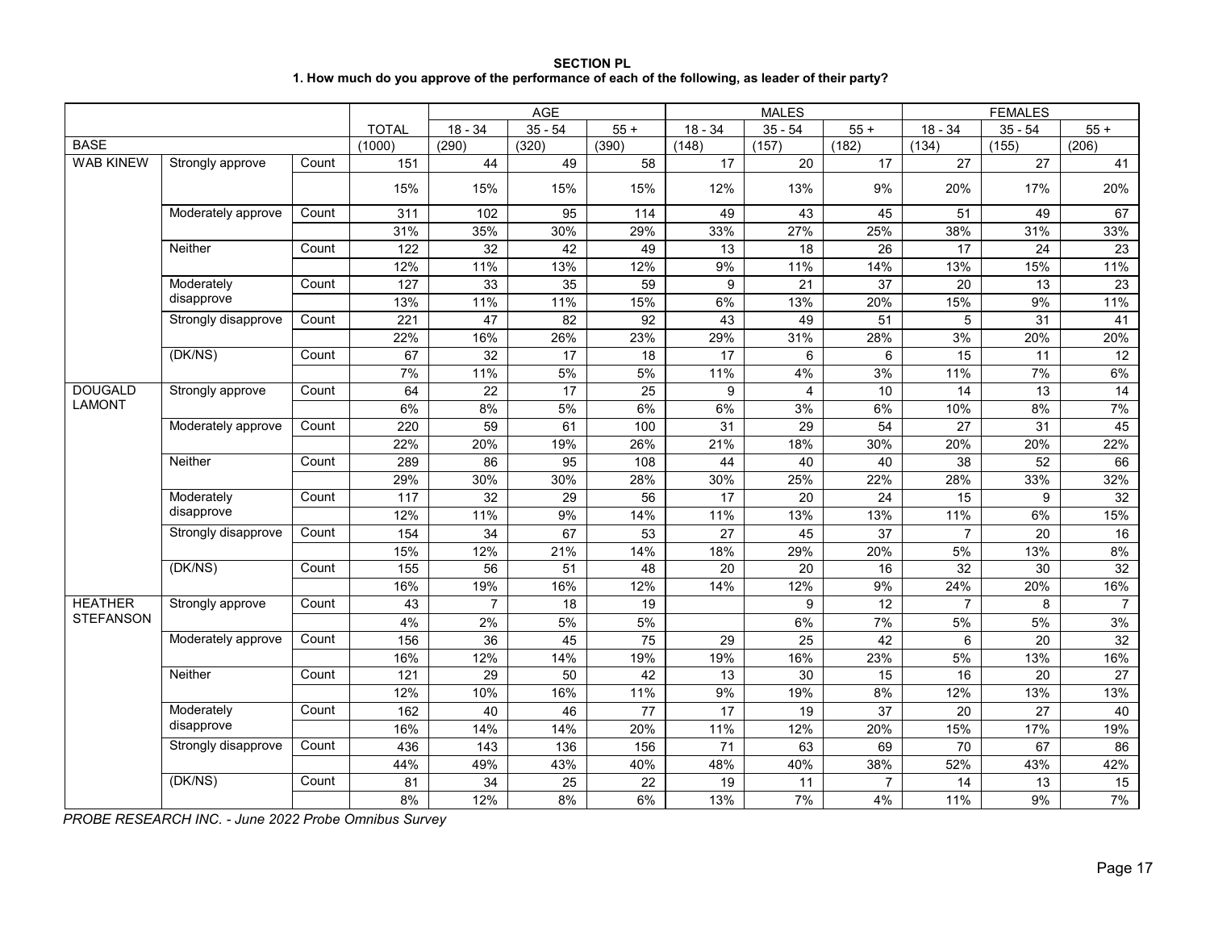**SECTION PL**

**1. How much do you approve of the performance of each of the following, as leader of their party?**

| | | | | AGE | | | MALES | | | FEMALES | | |
|---|---|---|---|---|---|---|---|---|---|---|---|---|
| | | | TOTAL | 18 - 34 | 35 - 54 | 55 + | 18 - 34 | 35 - 54 | 55 + | 18 - 34 | 35 - 54 | 55 + |
| BASE | | | (1000) | (290) | (320) | (390) | (148) | (157) | (182) | (134) | (155) | (206) |
| WAB KINEW | Strongly approve | Count | 151 | 44 | 49 | 58 | 17 | 20 | 17 | 27 | 27 | 41 |
| | | | 15% | 15% | 15% | 15% | 12% | 13% | 9% | 20% | 17% | 20% |
| | Moderately approve | Count | 311 | 102 | 95 | 114 | 49 | 43 | 45 | 51 | 49 | 67 |
| | | | 31% | 35% | 30% | 29% | 33% | 27% | 25% | 38% | 31% | 33% |
| | Neither | Count | 122 | 32 | 42 | 49 | 13 | 18 | 26 | 17 | 24 | 23 |
| | | | 12% | 11% | 13% | 12% | 9% | 11% | 14% | 13% | 15% | 11% |
| | Moderately disapprove | Count | 127 | 33 | 35 | 59 | 9 | 21 | 37 | 20 | 13 | 23 |
| | | | 13% | 11% | 11% | 15% | 6% | 13% | 20% | 15% | 9% | 11% |
| | Strongly disapprove | Count | 221 | 47 | 82 | 92 | 43 | 49 | 51 | 5 | 31 | 41 |
| | | | 22% | 16% | 26% | 23% | 29% | 31% | 28% | 3% | 20% | 20% |
| | (DK/NS) | Count | 67 | 32 | 17 | 18 | 17 | 6 | 6 | 15 | 11 | 12 |
| | | | 7% | 11% | 5% | 5% | 11% | 4% | 3% | 11% | 7% | 6% |
| DOUGALD LAMONT | Strongly approve | Count | 64 | 22 | 17 | 25 | 9 | 4 | 10 | 14 | 13 | 14 |
| | | | 6% | 8% | 5% | 6% | 6% | 3% | 6% | 10% | 8% | 7% |
| | Moderately approve | Count | 220 | 59 | 61 | 100 | 31 | 29 | 54 | 27 | 31 | 45 |
| | | | 22% | 20% | 19% | 26% | 21% | 18% | 30% | 20% | 20% | 22% |
| | Neither | Count | 289 | 86 | 95 | 108 | 44 | 40 | 40 | 38 | 52 | 66 |
| | | | 29% | 30% | 30% | 28% | 30% | 25% | 22% | 28% | 33% | 32% |
| | Moderately disapprove | Count | 117 | 32 | 29 | 56 | 17 | 20 | 24 | 15 | 9 | 32 |
| | | | 12% | 11% | 9% | 14% | 11% | 13% | 13% | 11% | 6% | 15% |
| | Strongly disapprove | Count | 154 | 34 | 67 | 53 | 27 | 45 | 37 | 7 | 20 | 16 |
| | | | 15% | 12% | 21% | 14% | 18% | 29% | 20% | 5% | 13% | 8% |
| | (DK/NS) | Count | 155 | 56 | 51 | 48 | 20 | 20 | 16 | 32 | 30 | 32 |
| | | | 16% | 19% | 16% | 12% | 14% | 12% | 9% | 24% | 20% | 16% |
| HEATHER STEFANSON | Strongly approve | Count | 43 | 7 | 18 | 19 | | 9 | 12 | 7 | 8 | 7 |
| | | | 4% | 2% | 5% | 5% | | 6% | 7% | 5% | 5% | 3% |
| | Moderately approve | Count | 156 | 36 | 45 | 75 | 29 | 25 | 42 | 6 | 20 | 32 |
| | | | 16% | 12% | 14% | 19% | 19% | 16% | 23% | 5% | 13% | 16% |
| | Neither | Count | 121 | 29 | 50 | 42 | 13 | 30 | 15 | 16 | 20 | 27 |
| | | | 12% | 10% | 16% | 11% | 9% | 19% | 8% | 12% | 13% | 13% |
| | Moderately disapprove | Count | 162 | 40 | 46 | 77 | 17 | 19 | 37 | 20 | 27 | 40 |
| | | | 16% | 14% | 14% | 20% | 11% | 12% | 20% | 15% | 17% | 19% |
| | Strongly disapprove | Count | 436 | 143 | 136 | 156 | 71 | 63 | 69 | 70 | 67 | 86 |
| | | | 44% | 49% | 43% | 40% | 48% | 40% | 38% | 52% | 43% | 42% |
| | (DK/NS) | Count | 81 | 34 | 25 | 22 | 19 | 11 | 7 | 14 | 13 | 15 |
| | | | 8% | 12% | 8% | 6% | 13% | 7% | 4% | 11% | 9% | 7% |

*PROBE RESEARCH INC. - June 2022 Probe Omnibus Survey*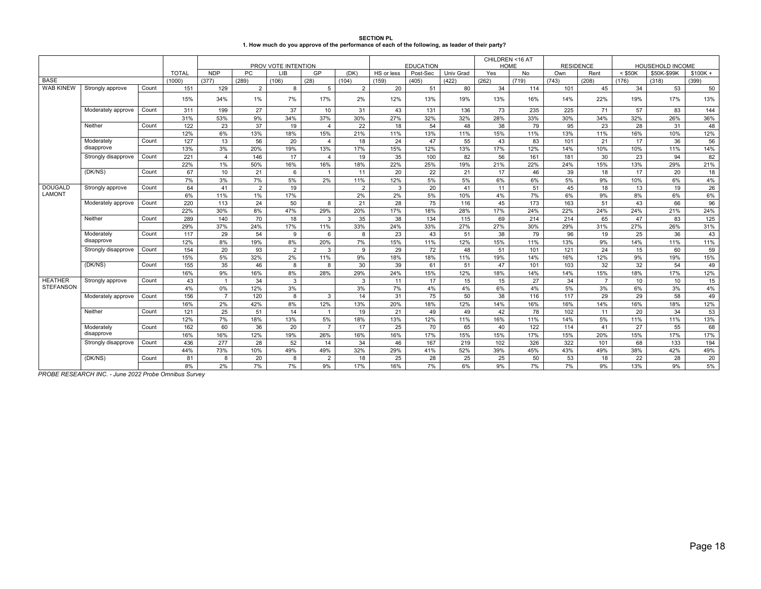**SECTION PL**

**1. How much do you approve of the performance of each of the following, as leader of their party?**

| | | | | PROV VOTE INTENTION | | | | | EDUCATION | | | CHILDREN <16 AT HOME | | RESIDENCE | | HOUSEHOLD INCOME | | |
|---|---|---|---|---|---|---|---|---|---|---|---|---|---|---|---|---|---|---|
| | | | TOTAL | NDP | PC | LIB | GP | (DK) | HS or less | Post-Sec | Univ Grad | Yes | No | Own | Rent | < $50K | $50K-$99K | $100K + |
| BASE | | | (1000) | (377) | (289) | (106) | (28) | (104) | (159) | (405) | (422) | (262) | (719) | (743) | (208) | (176) | (318) | (399) |
| WAB KINEW | Strongly approve | Count | 151 | 129 | 2 | 8 | 5 | 2 | 20 | 51 | 80 | 34 | 114 | 101 | 45 | 34 | 53 | 50 |
| | | | 15% | 34% | 1% | 7% | 17% | 2% | 12% | 13% | 19% | 13% | 16% | 14% | 22% | 19% | 17% | 13% |
| | Moderately approve | Count | 311 | 199 | 27 | 37 | 10 | 31 | 43 | 131 | 136 | 73 | 235 | 225 | 71 | 57 | 83 | 144 |
| | | | 31% | 53% | 9% | 34% | 37% | 30% | 27% | 32% | 32% | 28% | 33% | 30% | 34% | 32% | 26% | 36% |
| | Neither | Count | 122 | 23 | 37 | 19 | 4 | 22 | 18 | 54 | 48 | 38 | 79 | 95 | 23 | 28 | 31 | 48 |
| | | | 12% | 6% | 13% | 18% | 15% | 21% | 11% | 13% | 11% | 15% | 11% | 13% | 11% | 16% | 10% | 12% |
| | Moderately disapprove | Count | 127 | 13 | 56 | 20 | 4 | 18 | 24 | 47 | 55 | 43 | 83 | 101 | 21 | 17 | 36 | 56 |
| | | | 13% | 3% | 20% | 19% | 13% | 17% | 15% | 12% | 13% | 17% | 12% | 14% | 10% | 10% | 11% | 14% |
| | Strongly disapprove | Count | 221 | 4 | 146 | 17 | 4 | 19 | 35 | 100 | 82 | 56 | 161 | 181 | 30 | 23 | 94 | 82 |
| | | | 22% | 1% | 50% | 16% | 16% | 18% | 22% | 25% | 19% | 21% | 22% | 24% | 15% | 13% | 29% | 21% |
| | (DK/NS) | Count | 67 | 10 | 21 | 6 | 1 | 11 | 20 | 22 | 21 | 17 | 46 | 39 | 18 | 17 | 20 | 18 |
| | | | 7% | 3% | 7% | 5% | 2% | 11% | 12% | 5% | 5% | 6% | 6% | 5% | 9% | 10% | 6% | 4% |
| DOUGALD LAMONT | Strongly approve | Count | 64 | 41 | 2 | 19 | | 2 | 3 | 20 | 41 | 11 | 51 | 45 | 18 | 13 | 19 | 26 |
| | | | 6% | 11% | 1% | 17% | | 2% | 2% | 5% | 10% | 4% | 7% | 6% | 9% | 8% | 6% | 6% |
| | Moderately approve | Count | 220 | 113 | 24 | 50 | 8 | 21 | 28 | 75 | 116 | 45 | 173 | 163 | 51 | 43 | 66 | 96 |
| | | | 22% | 30% | 8% | 47% | 29% | 20% | 17% | 18% | 28% | 17% | 24% | 22% | 24% | 24% | 21% | 24% |
| | Neither | Count | 289 | 140 | 70 | 18 | 3 | 35 | 38 | 134 | 115 | 69 | 214 | 214 | 65 | 47 | 83 | 125 |
| | | | 29% | 37% | 24% | 17% | 11% | 33% | 24% | 33% | 27% | 27% | 30% | 29% | 31% | 27% | 26% | 31% |
| | Moderately disapprove | Count | 117 | 29 | 54 | 9 | 6 | 8 | 23 | 43 | 51 | 38 | 79 | 96 | 19 | 25 | 36 | 43 |
| | | | 12% | 8% | 19% | 8% | 20% | 7% | 15% | 11% | 12% | 15% | 11% | 13% | 9% | 14% | 11% | 11% |
| | Strongly disapprove | Count | 154 | 20 | 93 | 2 | 3 | 9 | 29 | 72 | 48 | 51 | 101 | 121 | 24 | 15 | 60 | 59 |
| | | | 15% | 5% | 32% | 2% | 11% | 9% | 18% | 18% | 11% | 19% | 14% | 16% | 12% | 9% | 19% | 15% |
| | (DK/NS) | Count | 155 | 35 | 46 | 8 | 8 | 30 | 39 | 61 | 51 | 47 | 101 | 103 | 32 | 32 | 54 | 49 |
| | | | 16% | 9% | 16% | 8% | 28% | 29% | 24% | 15% | 12% | 18% | 14% | 14% | 15% | 18% | 17% | 12% |
| HEATHER STEFANSON | Strongly approve | Count | 43 | 1 | 34 | 3 | | 3 | 11 | 17 | 15 | 15 | 27 | 34 | 7 | 10 | 10 | 15 |
| | | | 4% | 0% | 12% | 3% | | 3% | 7% | 4% | 4% | 6% | 4% | 5% | 3% | 6% | 3% | 4% |
| | Moderately approve | Count | 156 | 7 | 120 | 8 | 3 | 14 | 31 | 75 | 50 | 38 | 116 | 117 | 29 | 29 | 58 | 49 |
| | | | 16% | 2% | 42% | 8% | 12% | 13% | 20% | 18% | 12% | 14% | 16% | 16% | 14% | 16% | 18% | 12% |
| | Neither | Count | 121 | 25 | 51 | 14 | 1 | 19 | 21 | 49 | 49 | 42 | 78 | 102 | 11 | 20 | 34 | 53 |
| | | | 12% | 7% | 18% | 13% | 5% | 18% | 13% | 12% | 11% | 16% | 11% | 14% | 5% | 11% | 11% | 13% |
| | Moderately disapprove | Count | 162 | 60 | 36 | 20 | 7 | 17 | 25 | 70 | 65 | 40 | 122 | 114 | 41 | 27 | 55 | 68 |
| | | | 16% | 16% | 12% | 19% | 26% | 16% | 16% | 17% | 15% | 15% | 17% | 15% | 20% | 15% | 17% | 17% |
| | Strongly disapprove | Count | 436 | 277 | 28 | 52 | 14 | 34 | 46 | 167 | 219 | 102 | 326 | 322 | 101 | 68 | 133 | 194 |
| | | | 44% | 73% | 10% | 49% | 49% | 32% | 29% | 41% | 52% | 39% | 45% | 43% | 49% | 38% | 42% | 49% |
| | (DK/NS) | Count | 81 | 8 | 20 | 8 | 2 | 18 | 25 | 28 | 25 | 25 | 50 | 53 | 18 | 22 | 28 | 20 |
| | | | 8% | 2% | 7% | 7% | 9% | 17% | 16% | 7% | 6% | 9% | 7% | 7% | 9% | 13% | 9% | 5% |

*PROBE RESEARCH INC. - June 2022 Probe Omnibus Survey*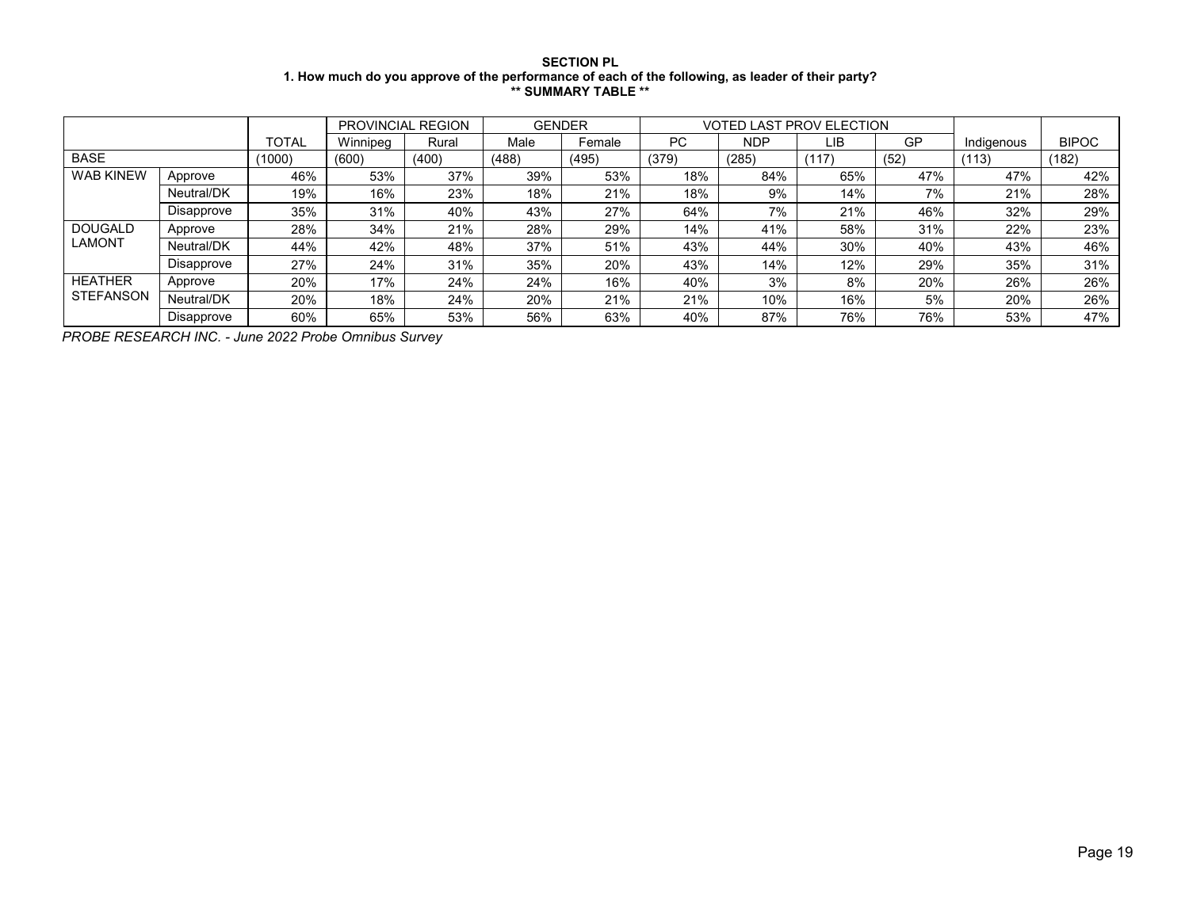**SECTION PL**

**1. How much do you approve of the performance of each of the following, as leader of their party?**

**\*\* SUMMARY TABLE \*\***

| | | | PROVINCIAL REGION | | GENDER | | VOTED LAST PROV ELECTION | | | | | |
|---|---|---|---|---|---|---|---|---|---|---|---|---|
| | | TOTAL | Winnipeg | Rural | Male | Female | PC | NDP | LIB | GP | Indigenous | BIPOC |
| BASE | | (1000) | (600) | (400) | (488) | (495) | (379) | (285) | (117) | (52) | (113) | (182) |
| WAB KINEW | Approve | 46% | 53% | 37% | 39% | 53% | 18% | 84% | 65% | 47% | 47% | 42% |
| | Neutral/DK | 19% | 16% | 23% | 18% | 21% | 18% | 9% | 14% | 7% | 21% | 28% |
| | Disapprove | 35% | 31% | 40% | 43% | 27% | 64% | 7% | 21% | 46% | 32% | 29% |
| DOUGALD LAMONT | Approve | 28% | 34% | 21% | 28% | 29% | 14% | 41% | 58% | 31% | 22% | 23% |
| | Neutral/DK | 44% | 42% | 48% | 37% | 51% | 43% | 44% | 30% | 40% | 43% | 46% |
| | Disapprove | 27% | 24% | 31% | 35% | 20% | 43% | 14% | 12% | 29% | 35% | 31% |
| HEATHER STEFANSON | Approve | 20% | 17% | 24% | 24% | 16% | 40% | 3% | 8% | 20% | 26% | 26% |
| | Neutral/DK | 20% | 18% | 24% | 20% | 21% | 21% | 10% | 16% | 5% | 20% | 26% |
| | Disapprove | 60% | 65% | 53% | 56% | 63% | 40% | 87% | 76% | 76% | 53% | 47% |

*PROBE RESEARCH INC. - June 2022 Probe Omnibus Survey*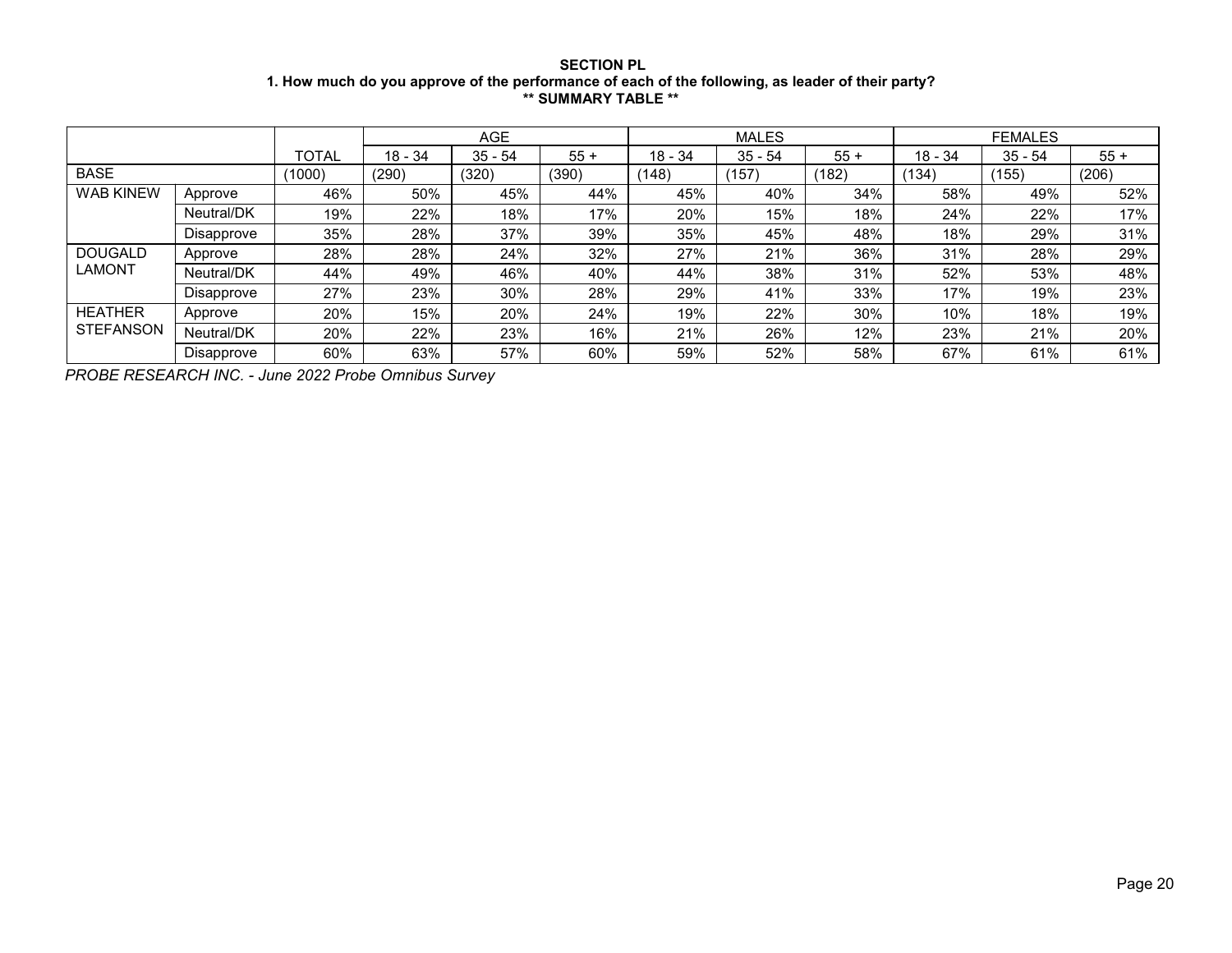**SECTION PL**

**1. How much do you approve of the performance of each of the following, as leader of their party?**

**\*\* SUMMARY TABLE \*\***

| | | TOTAL | AGE | | | MALES | | | FEMALES | | |
|---|---|---|---|---|---|---|---|---|---|---|---|
| | | | 18 - 34 | 35 - 54 | 55 + | 18 - 34 | 35 - 54 | 55 + | 18 - 34 | 35 - 54 | 55 + |
| BASE | | (1000) | (290) | (320) | (390) | (148) | (157) | (182) | (134) | (155) | (206) |
| WAB KINEW | Approve | 46% | 50% | 45% | 44% | 45% | 40% | 34% | 58% | 49% | 52% |
| | Neutral/DK | 19% | 22% | 18% | 17% | 20% | 15% | 18% | 24% | 22% | 17% |
| | Disapprove | 35% | 28% | 37% | 39% | 35% | 45% | 48% | 18% | 29% | 31% |
| DOUGALD LAMONT | Approve | 28% | 28% | 24% | 32% | 27% | 21% | 36% | 31% | 28% | 29% |
| | Neutral/DK | 44% | 49% | 46% | 40% | 44% | 38% | 31% | 52% | 53% | 48% |
| | Disapprove | 27% | 23% | 30% | 28% | 29% | 41% | 33% | 17% | 19% | 23% |
| HEATHER STEFANSON | Approve | 20% | 15% | 20% | 24% | 19% | 22% | 30% | 10% | 18% | 19% |
| | Neutral/DK | 20% | 22% | 23% | 16% | 21% | 26% | 12% | 23% | 21% | 20% |
| | Disapprove | 60% | 63% | 57% | 60% | 59% | 52% | 58% | 67% | 61% | 61% |

*PROBE RESEARCH INC. - June 2022 Probe Omnibus Survey*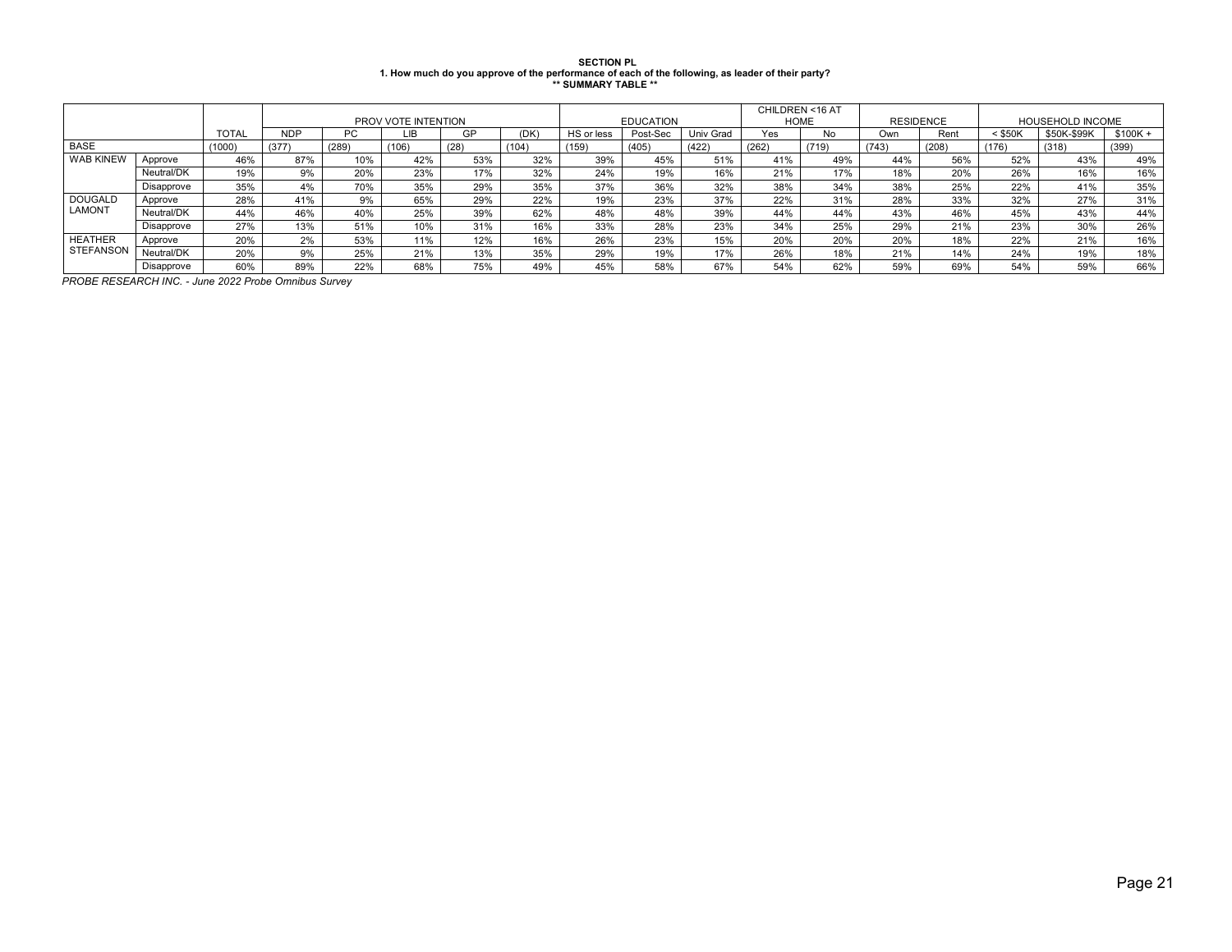**SECTION PL**
**1. How much do you approve of the performance of each of the following, as leader of their party?**
**\*\* SUMMARY TABLE \*\***

| | | | PROV VOTE INTENTION | | | | | EDUCATION | | | CHILDREN <16 AT HOME | | RESIDENCE | | HOUSEHOLD INCOME | | |
|---|---|---|---|---|---|---|---|---|---|---|---|---|---|---|---|---|---|
| | | TOTAL | NDP | PC | LIB | GP | (DK) | HS or less | Post-Sec | Univ Grad | Yes | No | Own | Rent | < $50K | $50K-$99K | $100K + |
| BASE | | (1000) | (377) | (289) | (106) | (28) | (104) | (159) | (405) | (422) | (262) | (719) | (743) | (208) | (176) | (318) | (399) |
| WAB KINEW | Approve | 46% | 87% | 10% | 42% | 53% | 32% | 39% | 45% | 51% | 41% | 49% | 44% | 56% | 52% | 43% | 49% |
| | Neutral/DK | 19% | 9% | 20% | 23% | 17% | 32% | 24% | 19% | 16% | 21% | 17% | 18% | 20% | 26% | 16% | 16% |
| | Disapprove | 35% | 4% | 70% | 35% | 29% | 35% | 37% | 36% | 32% | 38% | 34% | 38% | 25% | 22% | 41% | 35% |
| DOUGALD LAMONT | Approve | 28% | 41% | 9% | 65% | 29% | 22% | 19% | 23% | 37% | 22% | 31% | 28% | 33% | 32% | 27% | 31% |
| | Neutral/DK | 44% | 46% | 40% | 25% | 39% | 62% | 48% | 48% | 39% | 44% | 44% | 43% | 46% | 45% | 43% | 44% |
| | Disapprove | 27% | 13% | 51% | 10% | 31% | 16% | 33% | 28% | 23% | 34% | 25% | 29% | 21% | 23% | 30% | 26% |
| HEATHER STEFANSON | Approve | 20% | 2% | 53% | 11% | 12% | 16% | 26% | 23% | 15% | 20% | 20% | 20% | 18% | 22% | 21% | 16% |
| | Neutral/DK | 20% | 9% | 25% | 21% | 13% | 35% | 29% | 19% | 17% | 26% | 18% | 21% | 14% | 24% | 19% | 18% |
| | Disapprove | 60% | 89% | 22% | 68% | 75% | 49% | 45% | 58% | 67% | 54% | 62% | 59% | 69% | 54% | 59% | 66% |

*PROBE RESEARCH INC. - June 2022 Probe Omnibus Survey*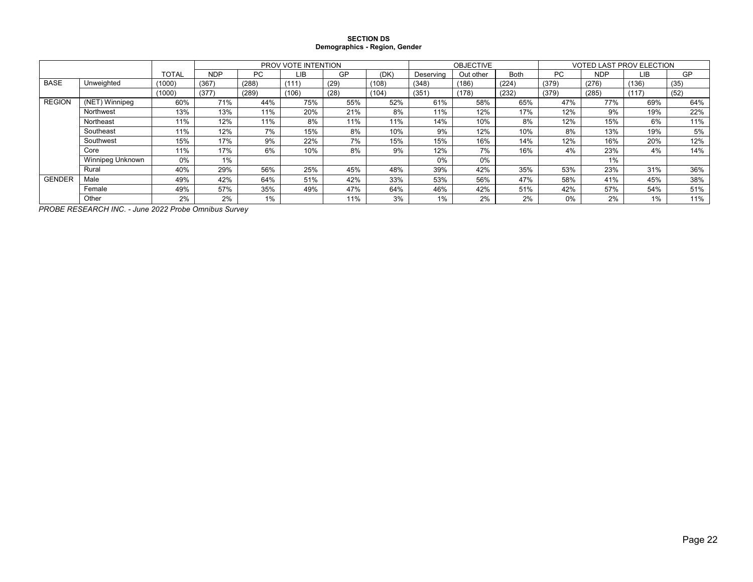**SECTION DS**
**Demographics - Region, Gender**

| | | | PROV VOTE INTENTION | | | | | OBJECTIVE | | | VOTED LAST PROV ELECTION | | | |
|---|---|---|---|---|---|---|---|---|---|---|---|---|---|---|
| | | TOTAL | NDP | PC | LIB | GP | (DK) | Deserving | Out other | Both | PC | NDP | LIB | GP |
| BASE | Unweighted | (1000) | (367) | (288) | (111) | (29) | (108) | (348) | (186) | (224) | (379) | (276) | (136) | (35) |
| | | (1000) | (377) | (289) | (106) | (28) | (104) | (351) | (178) | (232) | (379) | (285) | (117) | (52) |
| REGION | (NET) Winnipeg | 60% | 71% | 44% | 75% | 55% | 52% | 61% | 58% | 65% | 47% | 77% | 69% | 64% |
| | Northwest | 13% | 13% | 11% | 20% | 21% | 8% | 11% | 12% | 17% | 12% | 9% | 19% | 22% |
| | Northeast | 11% | 12% | 11% | 8% | 11% | 11% | 14% | 10% | 8% | 12% | 15% | 6% | 11% |
| | Southeast | 11% | 12% | 7% | 15% | 8% | 10% | 9% | 12% | 10% | 8% | 13% | 19% | 5% |
| | Southwest | 15% | 17% | 9% | 22% | 7% | 15% | 15% | 16% | 14% | 12% | 16% | 20% | 12% |
| | Core | 11% | 17% | 6% | 10% | 8% | 9% | 12% | 7% | 16% | 4% | 23% | 4% | 14% |
| | Winnipeg Unknown | 0% | 1% | | | | | 0% | 0% | | | 1% | | |
| | Rural | 40% | 29% | 56% | 25% | 45% | 48% | 39% | 42% | 35% | 53% | 23% | 31% | 36% |
| GENDER | Male | 49% | 42% | 64% | 51% | 42% | 33% | 53% | 56% | 47% | 58% | 41% | 45% | 38% |
| | Female | 49% | 57% | 35% | 49% | 47% | 64% | 46% | 42% | 51% | 42% | 57% | 54% | 51% |
| | Other | 2% | 2% | 1% | | 11% | 3% | 1% | 2% | 2% | 0% | 2% | 1% | 11% |

*PROBE RESEARCH INC. - June 2022 Probe Omnibus Survey*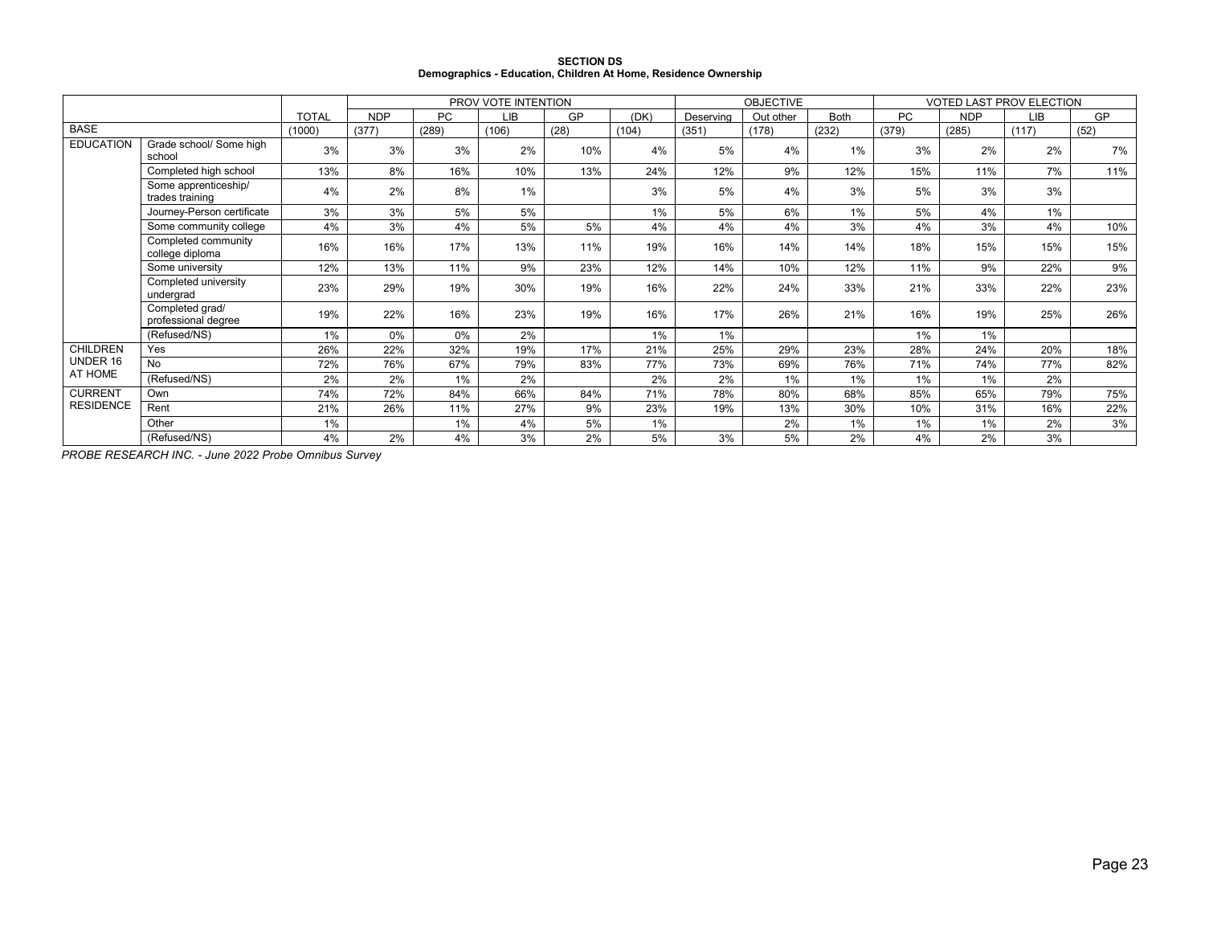**SECTION DS**
**Demographics - Education, Children At Home, Residence Ownership**

| | | | PROV VOTE INTENTION | | | | | OBJECTIVE | | | VOTED LAST PROV ELECTION | | | |
|---|---|---|---|---|---|---|---|---|---|---|---|---|---|---|
| | | TOTAL | NDP | PC | LIB | GP | (DK) | Deserving | Out other | Both | PC | NDP | LIB | GP |
| BASE | | (1000) | (377) | (289) | (106) | (28) | (104) | (351) | (178) | (232) | (379) | (285) | (117) | (52) |
| EDUCATION | Grade school/ Some high school | 3% | 3% | 3% | 2% | 10% | 4% | 5% | 4% | 1% | 3% | 2% | 2% | 7% |
| | Completed high school | 13% | 8% | 16% | 10% | 13% | 24% | 12% | 9% | 12% | 15% | 11% | 7% | 11% |
| | Some apprenticeship/ trades training | 4% | 2% | 8% | 1% | | 3% | 5% | 4% | 3% | 5% | 3% | 3% | |
| | Journey-Person certificate | 3% | 3% | 5% | 5% | | 1% | 5% | 6% | 1% | 5% | 4% | 1% | |
| | Some community college | 4% | 3% | 4% | 5% | 5% | 4% | 4% | 4% | 3% | 4% | 3% | 4% | 10% |
| | Completed community college diploma | 16% | 16% | 17% | 13% | 11% | 19% | 16% | 14% | 14% | 18% | 15% | 15% | 15% |
| | Some university | 12% | 13% | 11% | 9% | 23% | 12% | 14% | 10% | 12% | 11% | 9% | 22% | 9% |
| | Completed university undergrad | 23% | 29% | 19% | 30% | 19% | 16% | 22% | 24% | 33% | 21% | 33% | 22% | 23% |
| | Completed grad/ professional degree | 19% | 22% | 16% | 23% | 19% | 16% | 17% | 26% | 21% | 16% | 19% | 25% | 26% |
| | (Refused/NS) | 1% | 0% | 0% | 2% | | 1% | 1% | | | 1% | 1% | | |
| CHILDREN UNDER 16 AT HOME | Yes | 26% | 22% | 32% | 19% | 17% | 21% | 25% | 29% | 23% | 28% | 24% | 20% | 18% |
| | No | 72% | 76% | 67% | 79% | 83% | 77% | 73% | 69% | 76% | 71% | 74% | 77% | 82% |
| | (Refused/NS) | 2% | 2% | 1% | 2% | | 2% | 2% | 1% | 1% | 1% | 1% | 2% | |
| CURRENT RESIDENCE | Own | 74% | 72% | 84% | 66% | 84% | 71% | 78% | 80% | 68% | 85% | 65% | 79% | 75% |
| | Rent | 21% | 26% | 11% | 27% | 9% | 23% | 19% | 13% | 30% | 10% | 31% | 16% | 22% |
| | Other | 1% | | 1% | 4% | 5% | 1% | | 2% | 1% | 1% | 1% | 2% | 3% |
| | (Refused/NS) | 4% | 2% | 4% | 3% | 2% | 5% | 3% | 5% | 2% | 4% | 2% | 3% | |

*PROBE RESEARCH INC. - June 2022 Probe Omnibus Survey*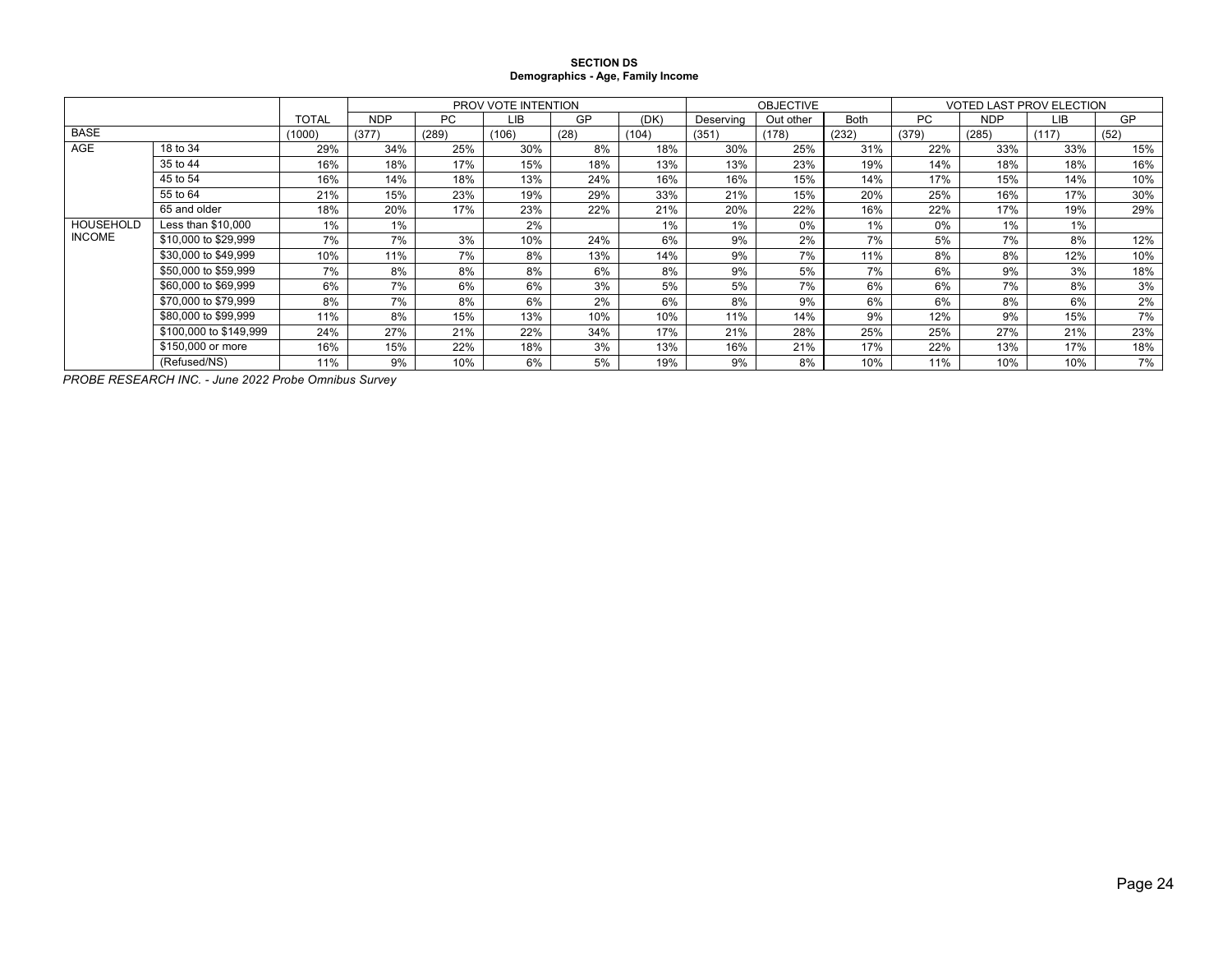**SECTION DS**
**Demographics - Age, Family Income**

| | | TOTAL | PROV VOTE INTENTION | | | | | OBJECTIVE | | | VOTED LAST PROV ELECTION | | | |
|---|---|---|---|---|---|---|---|---|---|---|---|---|---|---|
| | | | NDP | PC | LIB | GP | (DK) | Deserving | Out other | Both | PC | NDP | LIB | GP |
| BASE | | (1000) | (377) | (289) | (106) | (28) | (104) | (351) | (178) | (232) | (379) | (285) | (117) | (52) |
| AGE | 18 to 34 | 29% | 34% | 25% | 30% | 8% | 18% | 30% | 25% | 31% | 22% | 33% | 33% | 15% |
| | 35 to 44 | 16% | 18% | 17% | 15% | 18% | 13% | 13% | 23% | 19% | 14% | 18% | 18% | 16% |
| | 45 to 54 | 16% | 14% | 18% | 13% | 24% | 16% | 16% | 15% | 14% | 17% | 15% | 14% | 10% |
| | 55 to 64 | 21% | 15% | 23% | 19% | 29% | 33% | 21% | 15% | 20% | 25% | 16% | 17% | 30% |
| | 65 and older | 18% | 20% | 17% | 23% | 22% | 21% | 20% | 22% | 16% | 22% | 17% | 19% | 29% |
| HOUSEHOLD INCOME | Less than $10,000 | 1% | 1% | | 2% | | 1% | 1% | 0% | 1% | 0% | 1% | 1% | |
| | $10,000 to $29,999 | 7% | 7% | 3% | 10% | 24% | 6% | 9% | 2% | 7% | 5% | 7% | 8% | 12% |
| | $30,000 to $49,999 | 10% | 11% | 7% | 8% | 13% | 14% | 9% | 7% | 11% | 8% | 8% | 12% | 10% |
| | $50,000 to $59,999 | 7% | 8% | 8% | 8% | 6% | 8% | 9% | 5% | 7% | 6% | 9% | 3% | 18% |
| | $60,000 to $69,999 | 6% | 7% | 6% | 6% | 3% | 5% | 5% | 7% | 6% | 6% | 7% | 8% | 3% |
| | $70,000 to $79,999 | 8% | 7% | 8% | 6% | 2% | 6% | 8% | 9% | 6% | 6% | 8% | 6% | 2% |
| | $80,000 to $99,999 | 11% | 8% | 15% | 13% | 10% | 10% | 11% | 14% | 9% | 12% | 9% | 15% | 7% |
| | $100,000 to $149,999 | 24% | 27% | 21% | 22% | 34% | 17% | 21% | 28% | 25% | 25% | 27% | 21% | 23% |
| | $150,000 or more | 16% | 15% | 22% | 18% | 3% | 13% | 16% | 21% | 17% | 22% | 13% | 17% | 18% |
| | (Refused/NS) | 11% | 9% | 10% | 6% | 5% | 19% | 9% | 8% | 10% | 11% | 10% | 10% | 7% |

*PROBE RESEARCH INC. - June 2022 Probe Omnibus Survey*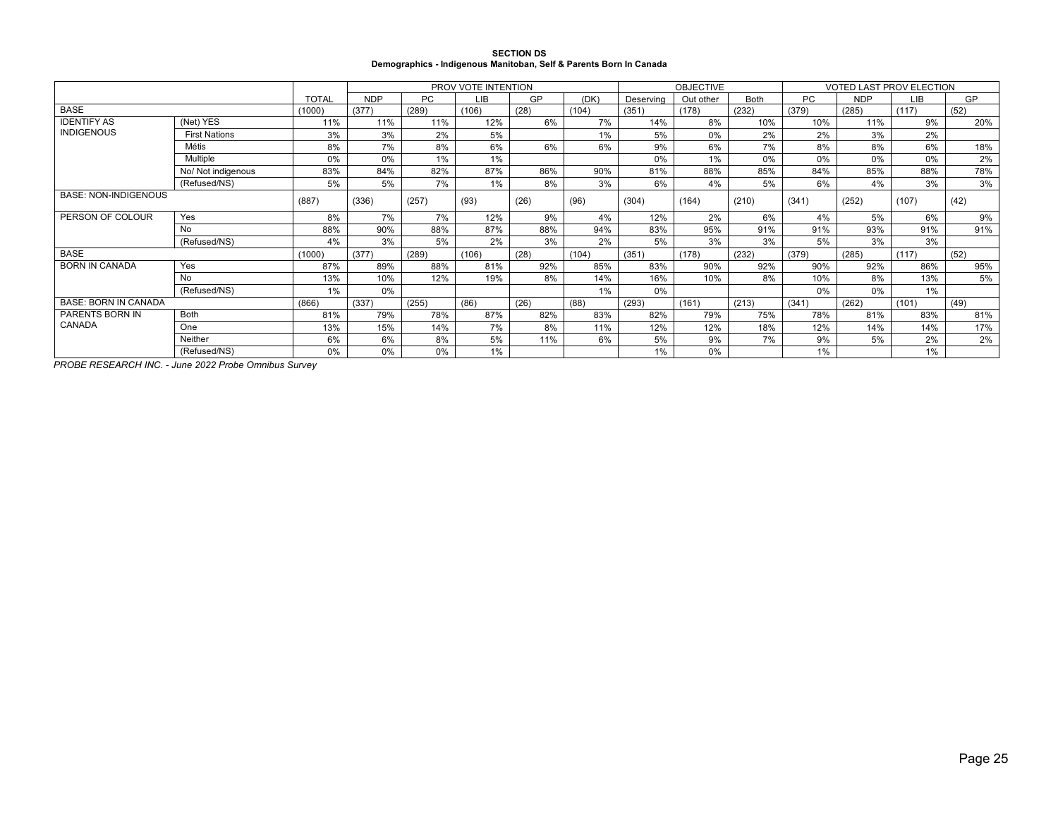**SECTION DS**
**Demographics - Indigenous Manitoban, Self & Parents Born In Canada**

| | | | PROV VOTE INTENTION | | | | | OBJECTIVE | | | VOTED LAST PROV ELECTION | | | |
|---|---|---|---|---|---|---|---|---|---|---|---|---|---|---|
| | | TOTAL | NDP | PC | LIB | GP | (DK) | Deserving | Out other | Both | PC | NDP | LIB | GP |
| BASE | | (1000) | (377) | (289) | (106) | (28) | (104) | (351) | (178) | (232) | (379) | (285) | (117) | (52) |
| IDENTIFY AS INDIGENOUS | (Net) YES | 11% | 11% | 11% | 12% | 6% | 7% | 14% | 8% | 10% | 10% | 11% | 9% | 20% |
| | First Nations | 3% | 3% | 2% | 5% | | 1% | 5% | 0% | 2% | 2% | 3% | 2% | |
| | Métis | 8% | 7% | 8% | 6% | 6% | 6% | 9% | 6% | 7% | 8% | 8% | 6% | 18% |
| | Multiple | 0% | 0% | 1% | 1% | | | 0% | 1% | 0% | 0% | 0% | 0% | 2% |
| | No/ Not indigenous | 83% | 84% | 82% | 87% | 86% | 90% | 81% | 88% | 85% | 84% | 85% | 88% | 78% |
| | (Refused/NS) | 5% | 5% | 7% | 1% | 8% | 3% | 6% | 4% | 5% | 6% | 4% | 3% | 3% |
| BASE: NON-INDIGENOUS | | (887) | (336) | (257) | (93) | (26) | (96) | (304) | (164) | (210) | (341) | (252) | (107) | (42) |
| PERSON OF COLOUR | Yes | 8% | 7% | 7% | 12% | 9% | 4% | 12% | 2% | 6% | 4% | 5% | 6% | 9% |
| | No | 88% | 90% | 88% | 87% | 88% | 94% | 83% | 95% | 91% | 91% | 93% | 91% | 91% |
| | (Refused/NS) | 4% | 3% | 5% | 2% | 3% | 2% | 5% | 3% | 3% | 5% | 3% | 3% | |
| BASE | | (1000) | (377) | (289) | (106) | (28) | (104) | (351) | (178) | (232) | (379) | (285) | (117) | (52) |
| BORN IN CANADA | Yes | 87% | 89% | 88% | 81% | 92% | 85% | 83% | 90% | 92% | 90% | 92% | 86% | 95% |
| | No | 13% | 10% | 12% | 19% | 8% | 14% | 16% | 10% | 8% | 10% | 8% | 13% | 5% |
| | (Refused/NS) | 1% | 0% | | | | 1% | 0% | | | 0% | 0% | 1% | |
| BASE: BORN IN CANADA | | (866) | (337) | (255) | (86) | (26) | (88) | (293) | (161) | (213) | (341) | (262) | (101) | (49) |
| PARENTS BORN IN CANADA | Both | 81% | 79% | 78% | 87% | 82% | 83% | 82% | 79% | 75% | 78% | 81% | 83% | 81% |
| | One | 13% | 15% | 14% | 7% | 8% | 11% | 12% | 12% | 18% | 12% | 14% | 14% | 17% |
| | Neither | 6% | 6% | 8% | 5% | 11% | 6% | 5% | 9% | 7% | 9% | 5% | 2% | 2% |
| | (Refused/NS) | 0% | 0% | 0% | 1% | | | 1% | 0% | | 1% | | 1% | |

*PROBE RESEARCH INC. - June 2022 Probe Omnibus Survey*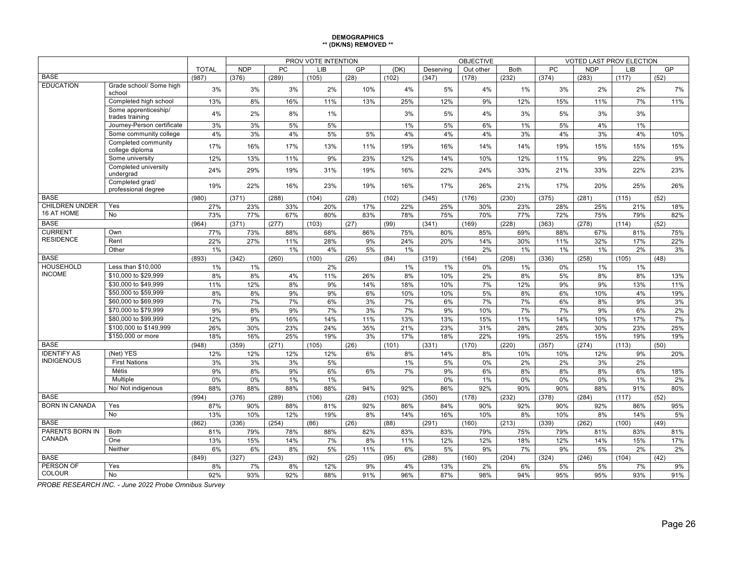**DEMOGRAPHICS**
**** (DK/NS) REMOVED ****

| | | | PROV VOTE INTENTION | | | | | OBJECTIVE | | | VOTED LAST PROV ELECTION | | | |
|---|---|---|---|---|---|---|---|---|---|---|---|---|---|---|
| | | TOTAL | NDP | PC | LIB | GP | (DK) | Deserving | Out other | Both | PC | NDP | LIB | GP |
| BASE | | (987) | (376) | (289) | (105) | (28) | (102) | (347) | (178) | (232) | (374) | (283) | (117) | (52) |
| EDUCATION | Grade school/ Some high school | 3% | 3% | 3% | 2% | 10% | 4% | 5% | 4% | 1% | 3% | 2% | 2% | 7% |
| | Completed high school | 13% | 8% | 16% | 11% | 13% | 25% | 12% | 9% | 12% | 15% | 11% | 7% | 11% |
| | Some apprenticeship/ trades training | 4% | 2% | 8% | 1% | | 3% | 5% | 4% | 3% | 5% | 3% | 3% | |
| | Journey-Person certificate | 3% | 3% | 5% | 5% | | 1% | 5% | 6% | 1% | 5% | 4% | 1% | |
| | Some community college | 4% | 3% | 4% | 5% | 5% | 4% | 4% | 4% | 3% | 4% | 3% | 4% | 10% |
| | Completed community college diploma | 17% | 16% | 17% | 13% | 11% | 19% | 16% | 14% | 14% | 19% | 15% | 15% | 15% |
| | Some university | 12% | 13% | 11% | 9% | 23% | 12% | 14% | 10% | 12% | 11% | 9% | 22% | 9% |
| | Completed university undergrad | 24% | 29% | 19% | 31% | 19% | 16% | 22% | 24% | 33% | 21% | 33% | 22% | 23% |
| | Completed grad/ professional degree | 19% | 22% | 16% | 23% | 19% | 16% | 17% | 26% | 21% | 17% | 20% | 25% | 26% |
| BASE | | (980) | (371) | (288) | (104) | (28) | (102) | (345) | (176) | (230) | (375) | (281) | (115) | (52) |
| CHILDREN UNDER 16 AT HOME | Yes | 27% | 23% | 33% | 20% | 17% | 22% | 25% | 30% | 23% | 28% | 25% | 21% | 18% |
| | No | 73% | 77% | 67% | 80% | 83% | 78% | 75% | 70% | 77% | 72% | 75% | 79% | 82% |
| BASE | | (964) | (371) | (277) | (103) | (27) | (99) | (341) | (169) | (228) | (363) | (278) | (114) | (52) |
| CURRENT RESIDENCE | Own | 77% | 73% | 88% | 68% | 86% | 75% | 80% | 85% | 69% | 88% | 67% | 81% | 75% |
| | Rent | 22% | 27% | 11% | 28% | 9% | 24% | 20% | 14% | 30% | 11% | 32% | 17% | 22% |
| | Other | 1% | | 1% | 4% | 5% | 1% | | 2% | 1% | 1% | 1% | 2% | 3% |
| BASE | | (893) | (342) | (260) | (100) | (26) | (84) | (319) | (164) | (208) | (336) | (258) | (105) | (48) |
| HOUSEHOLD INCOME | Less than $10,000 | 1% | 1% | | 2% | | 1% | 1% | 0% | 1% | 0% | 1% | 1% | |
| | $10,000 to $29,999 | 8% | 8% | 4% | 11% | 26% | 8% | 10% | 2% | 8% | 5% | 8% | 8% | 13% |
| | $30,000 to $49,999 | 11% | 12% | 8% | 9% | 14% | 18% | 10% | 7% | 12% | 9% | 9% | 13% | 11% |
| | $50,000 to $59,999 | 8% | 8% | 9% | 9% | 6% | 10% | 10% | 5% | 8% | 6% | 10% | 4% | 19% |
| | $60,000 to $69,999 | 7% | 7% | 7% | 6% | 3% | 7% | 6% | 7% | 7% | 6% | 8% | 9% | 3% |
| | $70,000 to $79,999 | 9% | 8% | 9% | 7% | 3% | 7% | 9% | 10% | 7% | 7% | 9% | 6% | 2% |
| | $80,000 to $99,999 | 12% | 9% | 16% | 14% | 11% | 13% | 13% | 15% | 11% | 14% | 10% | 17% | 7% |
| | $100,000 to $149,999 | 26% | 30% | 23% | 24% | 35% | 21% | 23% | 31% | 28% | 28% | 30% | 23% | 25% |
| | $150,000 or more | 18% | 16% | 25% | 19% | 3% | 17% | 18% | 22% | 19% | 25% | 15% | 19% | 19% |
| BASE | | (948) | (359) | (271) | (105) | (26) | (101) | (331) | (170) | (220) | (357) | (274) | (113) | (50) |
| IDENTIFY AS INDIGENOUS | (Net) YES | 12% | 12% | 12% | 12% | 6% | 8% | 14% | 8% | 10% | 10% | 12% | 9% | 20% |
| | First Nations | 3% | 3% | 3% | 5% | | 1% | 5% | 0% | 2% | 2% | 3% | 2% | |
| | Métis | 9% | 8% | 9% | 6% | 6% | 7% | 9% | 6% | 8% | 8% | 8% | 6% | 18% |
| | Multiple | 0% | 0% | 1% | 1% | | | 0% | 1% | 0% | 0% | 0% | 1% | 2% |
| | No/ Not indigenous | 88% | 88% | 88% | 88% | 94% | 92% | 86% | 92% | 90% | 90% | 88% | 91% | 80% |
| BASE | | (994) | (376) | (289) | (106) | (28) | (103) | (350) | (178) | (232) | (378) | (284) | (117) | (52) |
| BORN IN CANADA | Yes | 87% | 90% | 88% | 81% | 92% | 86% | 84% | 90% | 92% | 90% | 92% | 86% | 95% |
| | No | 13% | 10% | 12% | 19% | 8% | 14% | 16% | 10% | 8% | 10% | 8% | 14% | 5% |
| BASE | | (862) | (336) | (254) | (86) | (26) | (88) | (291) | (160) | (213) | (339) | (262) | (100) | (49) |
| PARENTS BORN IN CANADA | Both | 81% | 79% | 78% | 88% | 82% | 83% | 83% | 79% | 75% | 79% | 81% | 83% | 81% |
| | One | 13% | 15% | 14% | 7% | 8% | 11% | 12% | 12% | 18% | 12% | 14% | 15% | 17% |
| | Neither | 6% | 6% | 8% | 5% | 11% | 6% | 5% | 9% | 7% | 9% | 5% | 2% | 2% |
| BASE | | (849) | (327) | (243) | (92) | (25) | (95) | (288) | (160) | (204) | (324) | (246) | (104) | (42) |
| PERSON OF COLOUR | Yes | 8% | 7% | 8% | 12% | 9% | 4% | 13% | 2% | 6% | 5% | 5% | 7% | 9% |
| | No | 92% | 93% | 92% | 88% | 91% | 96% | 87% | 98% | 94% | 95% | 95% | 93% | 91% |

*PROBE RESEARCH INC. - June 2022 Probe Omnibus Survey*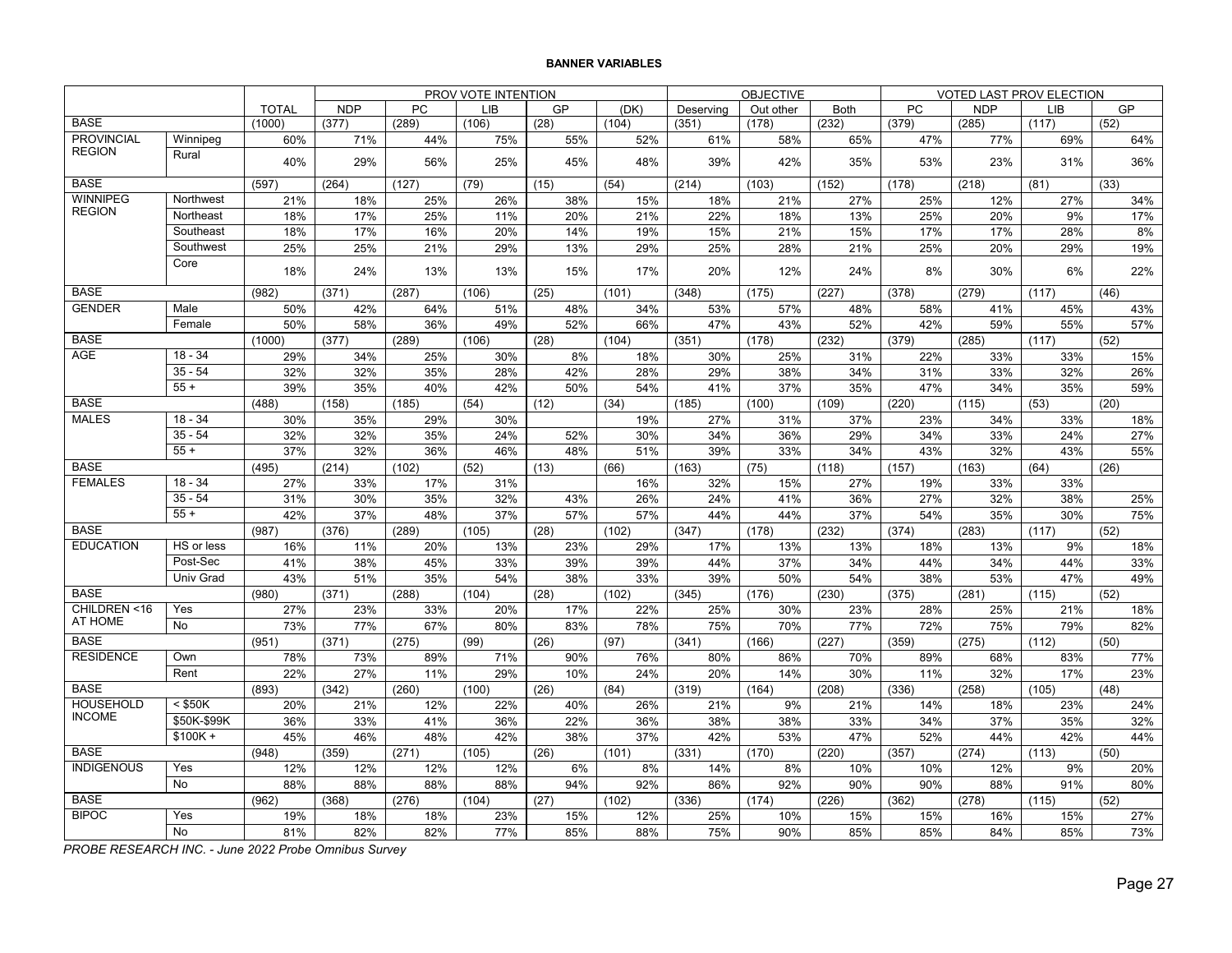#### BANNER VARIABLES

| | | TOTAL | PROV VOTE INTENTION | | | | | OBJECTIVE | | | VOTED LAST PROV ELECTION | | | |
|---|---|---|---|---|---|---|---|---|---|---|---|---|---|---|
| | | | NDP | PC | LIB | GP | (DK) | Deserving | Out other | Both | PC | NDP | LIB | GP |
| BASE | | (1000) | (377) | (289) | (106) | (28) | (104) | (351) | (178) | (232) | (379) | (285) | (117) | (52) |
| PROVINCIAL REGION | Winnipeg | 60% | 71% | 44% | 75% | 55% | 52% | 61% | 58% | 65% | 47% | 77% | 69% | 64% |
| | Rural | 40% | 29% | 56% | 25% | 45% | 48% | 39% | 42% | 35% | 53% | 23% | 31% | 36% |
| BASE | | (597) | (264) | (127) | (79) | (15) | (54) | (214) | (103) | (152) | (178) | (218) | (81) | (33) |
| WINNIPEG REGION | Northwest | 21% | 18% | 25% | 26% | 38% | 15% | 18% | 21% | 27% | 25% | 12% | 27% | 34% |
| | Northeast | 18% | 17% | 25% | 11% | 20% | 21% | 22% | 18% | 13% | 25% | 20% | 9% | 17% |
| | Southeast | 18% | 17% | 16% | 20% | 14% | 19% | 15% | 21% | 15% | 17% | 17% | 28% | 8% |
| | Southwest | 25% | 25% | 21% | 29% | 13% | 29% | 25% | 28% | 21% | 25% | 20% | 29% | 19% |
| | Core | 18% | 24% | 13% | 13% | 15% | 17% | 20% | 12% | 24% | 8% | 30% | 6% | 22% |
| BASE | | (982) | (371) | (287) | (106) | (25) | (101) | (348) | (175) | (227) | (378) | (279) | (117) | (46) |
| GENDER | Male | 50% | 42% | 64% | 51% | 48% | 34% | 53% | 57% | 48% | 58% | 41% | 45% | 43% |
| | Female | 50% | 58% | 36% | 49% | 52% | 66% | 47% | 43% | 52% | 42% | 59% | 55% | 57% |
| BASE | | (1000) | (377) | (289) | (106) | (28) | (104) | (351) | (178) | (232) | (379) | (285) | (117) | (52) |
| AGE | 18 - 34 | 29% | 34% | 25% | 30% | 8% | 18% | 30% | 25% | 31% | 22% | 33% | 33% | 15% |
| | 35 - 54 | 32% | 32% | 35% | 28% | 42% | 28% | 29% | 38% | 34% | 31% | 33% | 32% | 26% |
| | 55 + | 39% | 35% | 40% | 42% | 50% | 54% | 41% | 37% | 35% | 47% | 34% | 35% | 59% |
| BASE | | (488) | (158) | (185) | (54) | (12) | (34) | (185) | (100) | (109) | (220) | (115) | (53) | (20) |
| MALES | 18 - 34 | 30% | 35% | 29% | 30% | | 19% | 27% | 31% | 37% | 23% | 34% | 33% | 18% |
| | 35 - 54 | 32% | 32% | 35% | 24% | 52% | 30% | 34% | 36% | 29% | 34% | 33% | 24% | 27% |
| | 55 + | 37% | 32% | 36% | 46% | 48% | 51% | 39% | 33% | 34% | 43% | 32% | 43% | 55% |
| BASE | | (495) | (214) | (102) | (52) | (13) | (66) | (163) | (75) | (118) | (157) | (163) | (64) | (26) |
| FEMALES | 18 - 34 | 27% | 33% | 17% | 31% | | 16% | 32% | 15% | 27% | 19% | 33% | 33% | |
| | 35 - 54 | 31% | 30% | 35% | 32% | 43% | 26% | 24% | 41% | 36% | 27% | 32% | 38% | 25% |
| | 55 + | 42% | 37% | 48% | 37% | 57% | 57% | 44% | 44% | 37% | 54% | 35% | 30% | 75% |
| BASE | | (987) | (376) | (289) | (105) | (28) | (102) | (347) | (178) | (232) | (374) | (283) | (117) | (52) |
| EDUCATION | HS or less | 16% | 11% | 20% | 13% | 23% | 29% | 17% | 13% | 13% | 18% | 13% | 9% | 18% |
| | Post-Sec | 41% | 38% | 45% | 33% | 39% | 39% | 44% | 37% | 34% | 44% | 34% | 44% | 33% |
| | Univ Grad | 43% | 51% | 35% | 54% | 38% | 33% | 39% | 50% | 54% | 38% | 53% | 47% | 49% |
| BASE | | (980) | (371) | (288) | (104) | (28) | (102) | (345) | (176) | (230) | (375) | (281) | (115) | (52) |
| CHILDREN <16 AT HOME | Yes | 27% | 23% | 33% | 20% | 17% | 22% | 25% | 30% | 23% | 28% | 25% | 21% | 18% |
| | No | 73% | 77% | 67% | 80% | 83% | 78% | 75% | 70% | 77% | 72% | 75% | 79% | 82% |
| BASE | | (951) | (371) | (275) | (99) | (26) | (97) | (341) | (166) | (227) | (359) | (275) | (112) | (50) |
| RESIDENCE | Own | 78% | 73% | 89% | 71% | 90% | 76% | 80% | 86% | 70% | 89% | 68% | 83% | 77% |
| | Rent | 22% | 27% | 11% | 29% | 10% | 24% | 20% | 14% | 30% | 11% | 32% | 17% | 23% |
| BASE | | (893) | (342) | (260) | (100) | (26) | (84) | (319) | (164) | (208) | (336) | (258) | (105) | (48) |
| HOUSEHOLD INCOME | < $50K | 20% | 21% | 12% | 22% | 40% | 26% | 21% | 9% | 21% | 14% | 18% | 23% | 24% |
| | $50K-$99K | 36% | 33% | 41% | 36% | 22% | 36% | 38% | 38% | 33% | 34% | 37% | 35% | 32% |
| | $100K + | 45% | 46% | 48% | 42% | 38% | 37% | 42% | 53% | 47% | 52% | 44% | 42% | 44% |
| BASE | | (948) | (359) | (271) | (105) | (26) | (101) | (331) | (170) | (220) | (357) | (274) | (113) | (50) |
| INDIGENOUS | Yes | 12% | 12% | 12% | 12% | 6% | 8% | 14% | 8% | 10% | 10% | 12% | 9% | 20% |
| | No | 88% | 88% | 88% | 88% | 94% | 92% | 86% | 92% | 90% | 90% | 88% | 91% | 80% |
| BASE | | (962) | (368) | (276) | (104) | (27) | (102) | (336) | (174) | (226) | (362) | (278) | (115) | (52) |
| BIPOC | Yes | 19% | 18% | 18% | 23% | 15% | 12% | 25% | 10% | 15% | 15% | 16% | 15% | 27% |
| | No | 81% | 82% | 82% | 77% | 85% | 88% | 75% | 90% | 85% | 85% | 84% | 85% | 73% |

*PROBE RESEARCH INC. - June 2022 Probe Omnibus Survey*